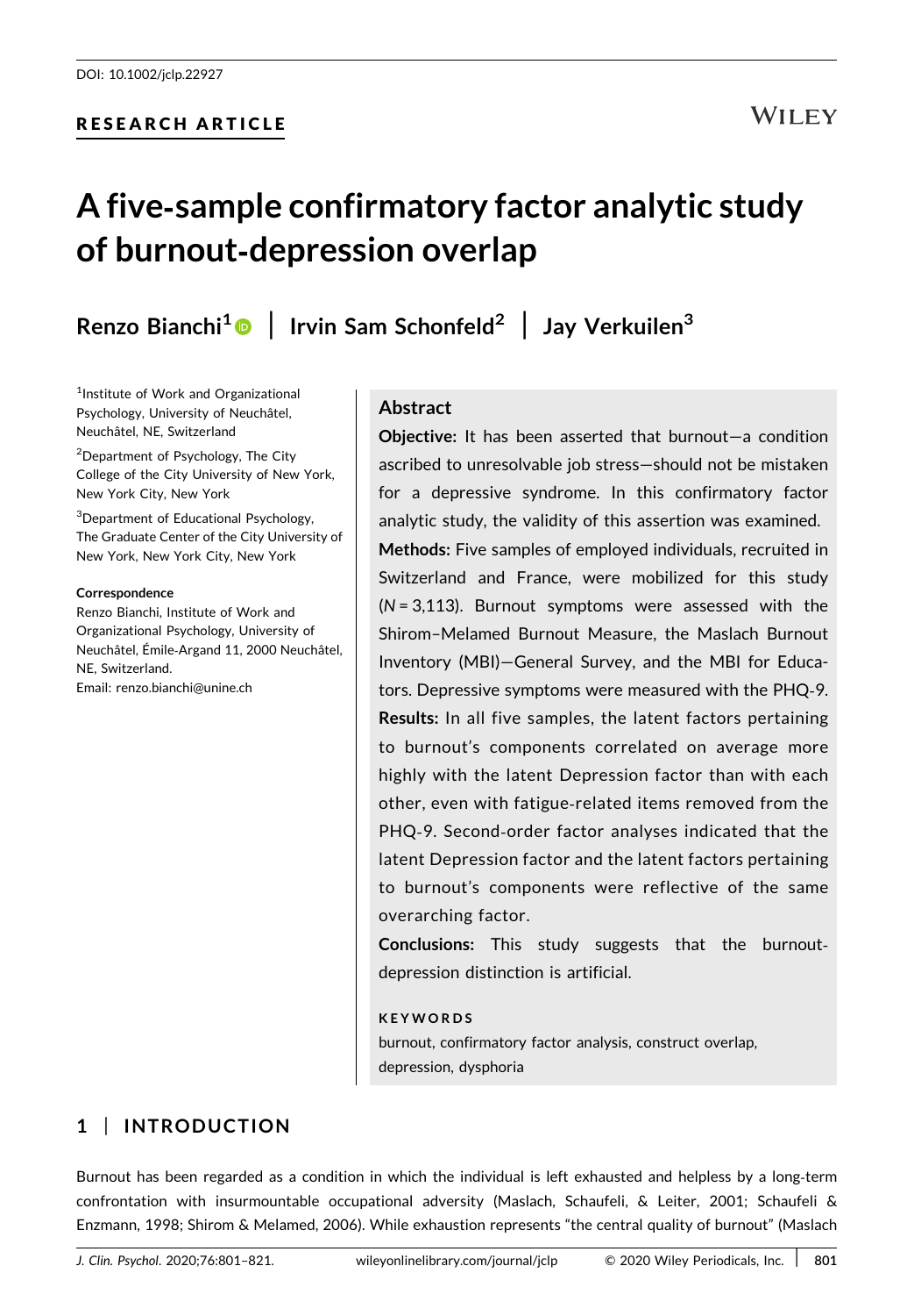DOI: 10.1002/jclp.22927

RESEARCH ARTICLE

# A five-sample confirmatory factor analytic study of burnout-depression overlap

**Renzo Bianchi[1] | Irvin Sam Schonfeld[2] | Jay Verkuilen[3]**

[1]Institute of Work and Organizational Psychology, University of Neuchâtel, Neuchâtel, NE, Switzerland

[2]Department of Psychology, The City College of the City University of New York, New York City, New York

[3]Department of Educational Psychology, The Graduate Center of the City University of New York, New York City, New York

**Correspondence**
Renzo Bianchi, Institute of Work and Organizational Psychology, University of Neuchâtel, Émile-Argand 11, 2000 Neuchâtel, NE, Switzerland.
Email: renzo.bianchi@unine.ch

## Abstract

**Objective:** It has been asserted that burnout—a condition ascribed to unresolvable job stress—should not be mistaken for a depressive syndrome. In this confirmatory factor analytic study, the validity of this assertion was examined.

**Methods:** Five samples of employed individuals, recruited in Switzerland and France, were mobilized for this study (*N* = 3,113). Burnout symptoms were assessed with the Shirom–Melamed Burnout Measure, the Maslach Burnout Inventory (MBI)—General Survey, and the MBI for Educators. Depressive symptoms were measured with the PHQ-9.

**Results:** In all five samples, the latent factors pertaining to burnout's components correlated on average more highly with the latent Depression factor than with each other, even with fatigue-related items removed from the PHQ-9. Second-order factor analyses indicated that the latent Depression factor and the latent factors pertaining to burnout's components were reflective of the same overarching factor.

**Conclusions:** This study suggests that the burnout-depression distinction is artificial.

**KEYWORDS**

burnout, confirmatory factor analysis, construct overlap, depression, dysphoria

## 1 | INTRODUCTION

Burnout has been regarded as a condition in which the individual is left exhausted and helpless by a long-term confrontation with insurmountable occupational adversity (Maslach, Schaufeli, & Leiter, 2001; Schaufeli & Enzmann, 1998; Shirom & Melamed, 2006). While exhaustion represents "the central quality of burnout" (Maslach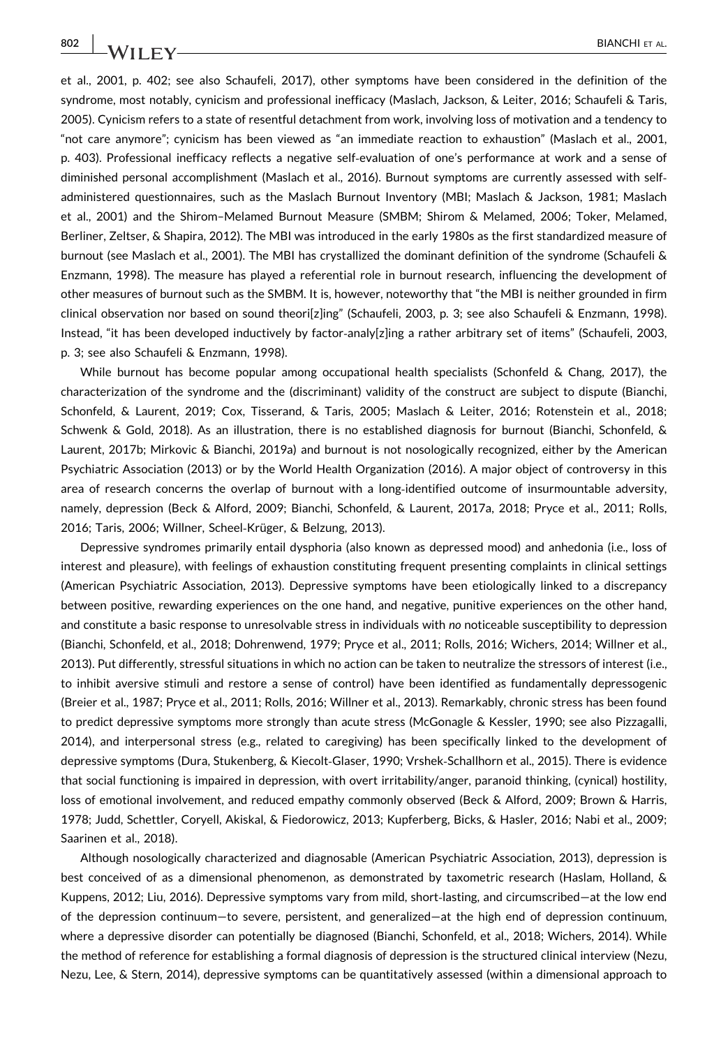et al., 2001, p. 402; see also Schaufeli, 2017), other symptoms have been considered in the definition of the syndrome, most notably, cynicism and professional inefficacy (Maslach, Jackson, & Leiter, 2016; Schaufeli & Taris, 2005). Cynicism refers to a state of resentful detachment from work, involving loss of motivation and a tendency to "not care anymore"; cynicism has been viewed as "an immediate reaction to exhaustion" (Maslach et al., 2001, p. 403). Professional inefficacy reflects a negative self-evaluation of one's performance at work and a sense of diminished personal accomplishment (Maslach et al., 2016). Burnout symptoms are currently assessed with self-administered questionnaires, such as the Maslach Burnout Inventory (MBI; Maslach & Jackson, 1981; Maslach et al., 2001) and the Shirom–Melamed Burnout Measure (SMBM; Shirom & Melamed, 2006; Toker, Melamed, Berliner, Zeltser, & Shapira, 2012). The MBI was introduced in the early 1980s as the first standardized measure of burnout (see Maslach et al., 2001). The MBI has crystallized the dominant definition of the syndrome (Schaufeli & Enzmann, 1998). The measure has played a referential role in burnout research, influencing the development of other measures of burnout such as the SMBM. It is, however, noteworthy that "the MBI is neither grounded in firm clinical observation nor based on sound theori[z]ing" (Schaufeli, 2003, p. 3; see also Schaufeli & Enzmann, 1998). Instead, "it has been developed inductively by factor-analy[z]ing a rather arbitrary set of items" (Schaufeli, 2003, p. 3; see also Schaufeli & Enzmann, 1998).

While burnout has become popular among occupational health specialists (Schonfeld & Chang, 2017), the characterization of the syndrome and the (discriminant) validity of the construct are subject to dispute (Bianchi, Schonfeld, & Laurent, 2019; Cox, Tisserand, & Taris, 2005; Maslach & Leiter, 2016; Rotenstein et al., 2018; Schwenk & Gold, 2018). As an illustration, there is no established diagnosis for burnout (Bianchi, Schonfeld, & Laurent, 2017b; Mirkovic & Bianchi, 2019a) and burnout is not nosologically recognized, either by the American Psychiatric Association (2013) or by the World Health Organization (2016). A major object of controversy in this area of research concerns the overlap of burnout with a long-identified outcome of insurmountable adversity, namely, depression (Beck & Alford, 2009; Bianchi, Schonfeld, & Laurent, 2017a, 2018; Pryce et al., 2011; Rolls, 2016; Taris, 2006; Willner, Scheel-Krüger, & Belzung, 2013).

Depressive syndromes primarily entail dysphoria (also known as depressed mood) and anhedonia (i.e., loss of interest and pleasure), with feelings of exhaustion constituting frequent presenting complaints in clinical settings (American Psychiatric Association, 2013). Depressive symptoms have been etiologically linked to a discrepancy between positive, rewarding experiences on the one hand, and negative, punitive experiences on the other hand, and constitute a basic response to unresolvable stress in individuals with *no* noticeable susceptibility to depression (Bianchi, Schonfeld, et al., 2018; Dohrenwend, 1979; Pryce et al., 2011; Rolls, 2016; Wichers, 2014; Willner et al., 2013). Put differently, stressful situations in which no action can be taken to neutralize the stressors of interest (i.e., to inhibit aversive stimuli and restore a sense of control) have been identified as fundamentally depressogenic (Breier et al., 1987; Pryce et al., 2011; Rolls, 2016; Willner et al., 2013). Remarkably, chronic stress has been found to predict depressive symptoms more strongly than acute stress (McGonagle & Kessler, 1990; see also Pizzagalli, 2014), and interpersonal stress (e.g., related to caregiving) has been specifically linked to the development of depressive symptoms (Dura, Stukenberg, & Kiecolt-Glaser, 1990; Vrshek-Schallhorn et al., 2015). There is evidence that social functioning is impaired in depression, with overt irritability/anger, paranoid thinking, (cynical) hostility, loss of emotional involvement, and reduced empathy commonly observed (Beck & Alford, 2009; Brown & Harris, 1978; Judd, Schettler, Coryell, Akiskal, & Fiedorowicz, 2013; Kupferberg, Bicks, & Hasler, 2016; Nabi et al., 2009; Saarinen et al., 2018).

Although nosologically characterized and diagnosable (American Psychiatric Association, 2013), depression is best conceived of as a dimensional phenomenon, as demonstrated by taxometric research (Haslam, Holland, & Kuppens, 2012; Liu, 2016). Depressive symptoms vary from mild, short-lasting, and circumscribed—at the low end of the depression continuum—to severe, persistent, and generalized—at the high end of depression continuum, where a depressive disorder can potentially be diagnosed (Bianchi, Schonfeld, et al., 2018; Wichers, 2014). While the method of reference for establishing a formal diagnosis of depression is the structured clinical interview (Nezu, Nezu, Lee, & Stern, 2014), depressive symptoms can be quantitatively assessed (within a dimensional approach to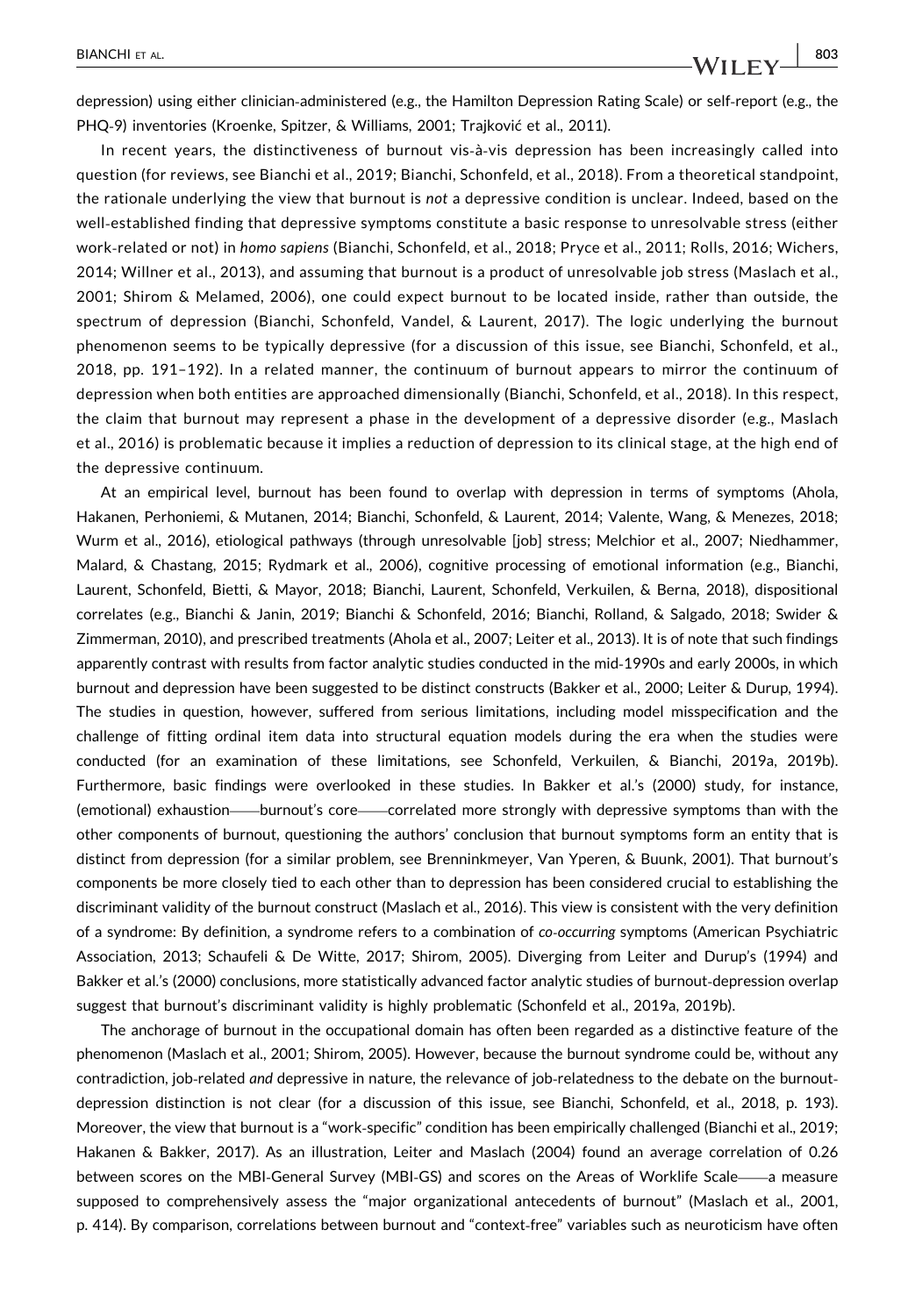depression) using either clinician-administered (e.g., the Hamilton Depression Rating Scale) or self-report (e.g., the PHQ-9) inventories (Kroenke, Spitzer, & Williams, 2001; Trajković et al., 2011).

In recent years, the distinctiveness of burnout vis-à-vis depression has been increasingly called into question (for reviews, see Bianchi et al., 2019; Bianchi, Schonfeld, et al., 2018). From a theoretical standpoint, the rationale underlying the view that burnout is *not* a depressive condition is unclear. Indeed, based on the well-established finding that depressive symptoms constitute a basic response to unresolvable stress (either work-related or not) in *homo sapiens* (Bianchi, Schonfeld, et al., 2018; Pryce et al., 2011; Rolls, 2016; Wichers, 2014; Willner et al., 2013), and assuming that burnout is a product of unresolvable job stress (Maslach et al., 2001; Shirom & Melamed, 2006), one could expect burnout to be located inside, rather than outside, the spectrum of depression (Bianchi, Schonfeld, Vandel, & Laurent, 2017). The logic underlying the burnout phenomenon seems to be typically depressive (for a discussion of this issue, see Bianchi, Schonfeld, et al., 2018, pp. 191–192). In a related manner, the continuum of burnout appears to mirror the continuum of depression when both entities are approached dimensionally (Bianchi, Schonfeld, et al., 2018). In this respect, the claim that burnout may represent a phase in the development of a depressive disorder (e.g., Maslach et al., 2016) is problematic because it implies a reduction of depression to its clinical stage, at the high end of the depressive continuum.

At an empirical level, burnout has been found to overlap with depression in terms of symptoms (Ahola, Hakanen, Perhoniemi, & Mutanen, 2014; Bianchi, Schonfeld, & Laurent, 2014; Valente, Wang, & Menezes, 2018; Wurm et al., 2016), etiological pathways (through unresolvable [job] stress; Melchior et al., 2007; Niedhammer, Malard, & Chastang, 2015; Rydmark et al., 2006), cognitive processing of emotional information (e.g., Bianchi, Laurent, Schonfeld, Bietti, & Mayor, 2018; Bianchi, Laurent, Schonfeld, Verkuilen, & Berna, 2018), dispositional correlates (e.g., Bianchi & Janin, 2019; Bianchi & Schonfeld, 2016; Bianchi, Rolland, & Salgado, 2018; Swider & Zimmerman, 2010), and prescribed treatments (Ahola et al., 2007; Leiter et al., 2013). It is of note that such findings apparently contrast with results from factor analytic studies conducted in the mid-1990s and early 2000s, in which burnout and depression have been suggested to be distinct constructs (Bakker et al., 2000; Leiter & Durup, 1994). The studies in question, however, suffered from serious limitations, including model misspecification and the challenge of fitting ordinal item data into structural equation models during the era when the studies were conducted (for an examination of these limitations, see Schonfeld, Verkuilen, & Bianchi, 2019a, 2019b). Furthermore, basic findings were overlooked in these studies. In Bakker et al.'s (2000) study, for instance, (emotional) exhaustion——burnout's core——correlated more strongly with depressive symptoms than with the other components of burnout, questioning the authors' conclusion that burnout symptoms form an entity that is distinct from depression (for a similar problem, see Brenninkmeyer, Van Yperen, & Buunk, 2001). That burnout's components be more closely tied to each other than to depression has been considered crucial to establishing the discriminant validity of the burnout construct (Maslach et al., 2016). This view is consistent with the very definition of a syndrome: By definition, a syndrome refers to a combination of *co-occurring* symptoms (American Psychiatric Association, 2013; Schaufeli & De Witte, 2017; Shirom, 2005). Diverging from Leiter and Durup's (1994) and Bakker et al.'s (2000) conclusions, more statistically advanced factor analytic studies of burnout-depression overlap suggest that burnout's discriminant validity is highly problematic (Schonfeld et al., 2019a, 2019b).

The anchorage of burnout in the occupational domain has often been regarded as a distinctive feature of the phenomenon (Maslach et al., 2001; Shirom, 2005). However, because the burnout syndrome could be, without any contradiction, job-related *and* depressive in nature, the relevance of job-relatedness to the debate on the burnout-depression distinction is not clear (for a discussion of this issue, see Bianchi, Schonfeld, et al., 2018, p. 193). Moreover, the view that burnout is a "work-specific" condition has been empirically challenged (Bianchi et al., 2019; Hakanen & Bakker, 2017). As an illustration, Leiter and Maslach (2004) found an average correlation of 0.26 between scores on the MBI-General Survey (MBI-GS) and scores on the Areas of Worklife Scale——a measure supposed to comprehensively assess the "major organizational antecedents of burnout" (Maslach et al., 2001, p. 414). By comparison, correlations between burnout and "context-free" variables such as neuroticism have often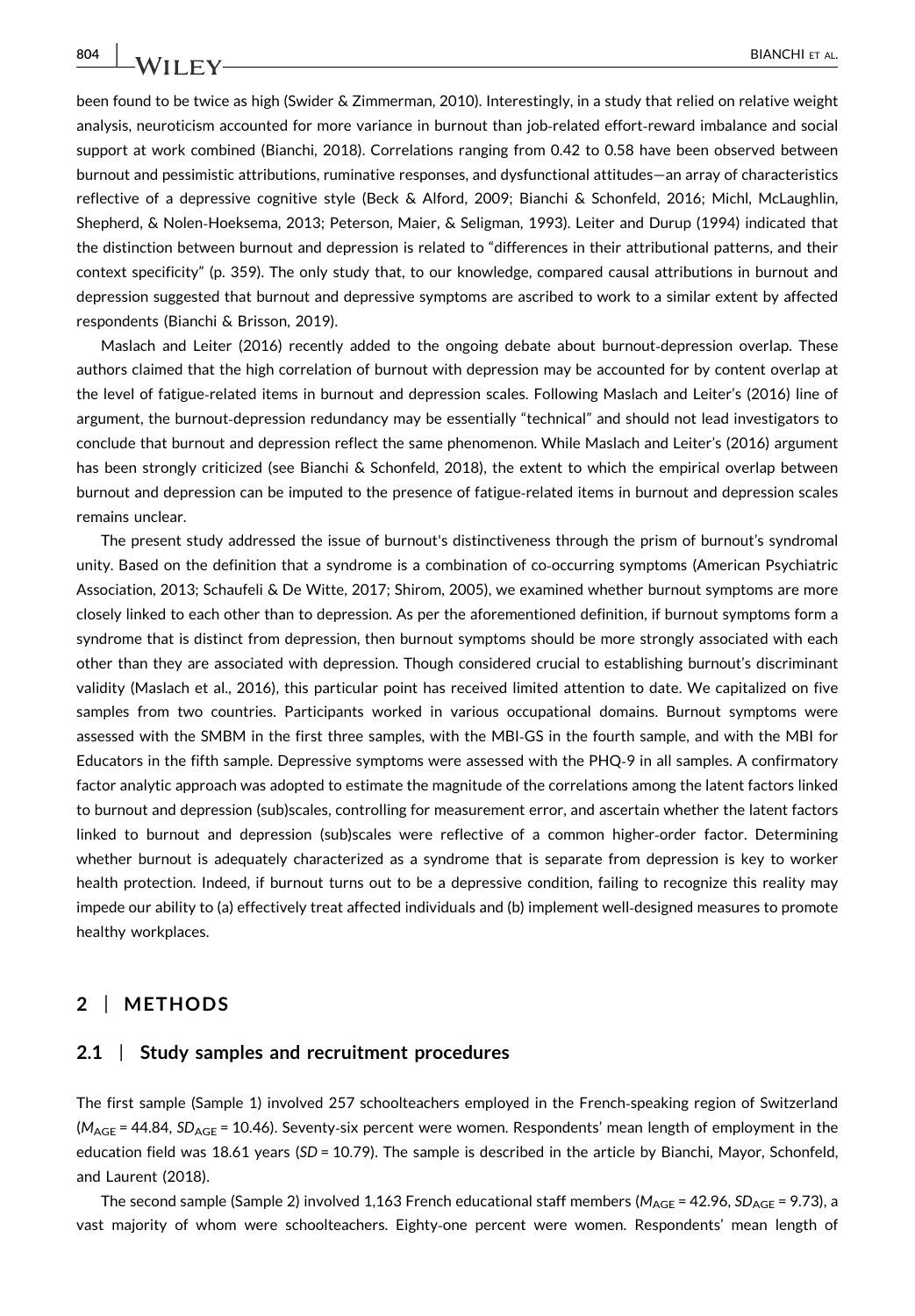been found to be twice as high (Swider & Zimmerman, 2010). Interestingly, in a study that relied on relative weight analysis, neuroticism accounted for more variance in burnout than job-related effort-reward imbalance and social support at work combined (Bianchi, 2018). Correlations ranging from 0.42 to 0.58 have been observed between burnout and pessimistic attributions, ruminative responses, and dysfunctional attitudes—an array of characteristics reflective of a depressive cognitive style (Beck & Alford, 2009; Bianchi & Schonfeld, 2016; Michl, McLaughlin, Shepherd, & Nolen-Hoeksema, 2013; Peterson, Maier, & Seligman, 1993). Leiter and Durup (1994) indicated that the distinction between burnout and depression is related to "differences in their attributional patterns, and their context specificity" (p. 359). The only study that, to our knowledge, compared causal attributions in burnout and depression suggested that burnout and depressive symptoms are ascribed to work to a similar extent by affected respondents (Bianchi & Brisson, 2019).

Maslach and Leiter (2016) recently added to the ongoing debate about burnout-depression overlap. These authors claimed that the high correlation of burnout with depression may be accounted for by content overlap at the level of fatigue-related items in burnout and depression scales. Following Maslach and Leiter's (2016) line of argument, the burnout-depression redundancy may be essentially "technical" and should not lead investigators to conclude that burnout and depression reflect the same phenomenon. While Maslach and Leiter's (2016) argument has been strongly criticized (see Bianchi & Schonfeld, 2018), the extent to which the empirical overlap between burnout and depression can be imputed to the presence of fatigue-related items in burnout and depression scales remains unclear.

The present study addressed the issue of burnout's distinctiveness through the prism of burnout's syndromal unity. Based on the definition that a syndrome is a combination of co-occurring symptoms (American Psychiatric Association, 2013; Schaufeli & De Witte, 2017; Shirom, 2005), we examined whether burnout symptoms are more closely linked to each other than to depression. As per the aforementioned definition, if burnout symptoms form a syndrome that is distinct from depression, then burnout symptoms should be more strongly associated with each other than they are associated with depression. Though considered crucial to establishing burnout's discriminant validity (Maslach et al., 2016), this particular point has received limited attention to date. We capitalized on five samples from two countries. Participants worked in various occupational domains. Burnout symptoms were assessed with the SMBM in the first three samples, with the MBI-GS in the fourth sample, and with the MBI for Educators in the fifth sample. Depressive symptoms were assessed with the PHQ-9 in all samples. A confirmatory factor analytic approach was adopted to estimate the magnitude of the correlations among the latent factors linked to burnout and depression (sub)scales, controlling for measurement error, and ascertain whether the latent factors linked to burnout and depression (sub)scales were reflective of a common higher-order factor. Determining whether burnout is adequately characterized as a syndrome that is separate from depression is key to worker health protection. Indeed, if burnout turns out to be a depressive condition, failing to recognize this reality may impede our ability to (a) effectively treat affected individuals and (b) implement well-designed measures to promote healthy workplaces.

## 2 | METHODS

### 2.1 | Study samples and recruitment procedures

The first sample (Sample 1) involved 257 schoolteachers employed in the French-speaking region of Switzerland ($M_{AGE}$ = 44.84, $SD_{AGE}$ = 10.46). Seventy-six percent were women. Respondents' mean length of employment in the education field was 18.61 years (*SD* = 10.79). The sample is described in the article by Bianchi, Mayor, Schonfeld, and Laurent (2018).

The second sample (Sample 2) involved 1,163 French educational staff members ($M_{AGE}$ = 42.96, $SD_{AGE}$ = 9.73), a vast majority of whom were schoolteachers. Eighty-one percent were women. Respondents' mean length of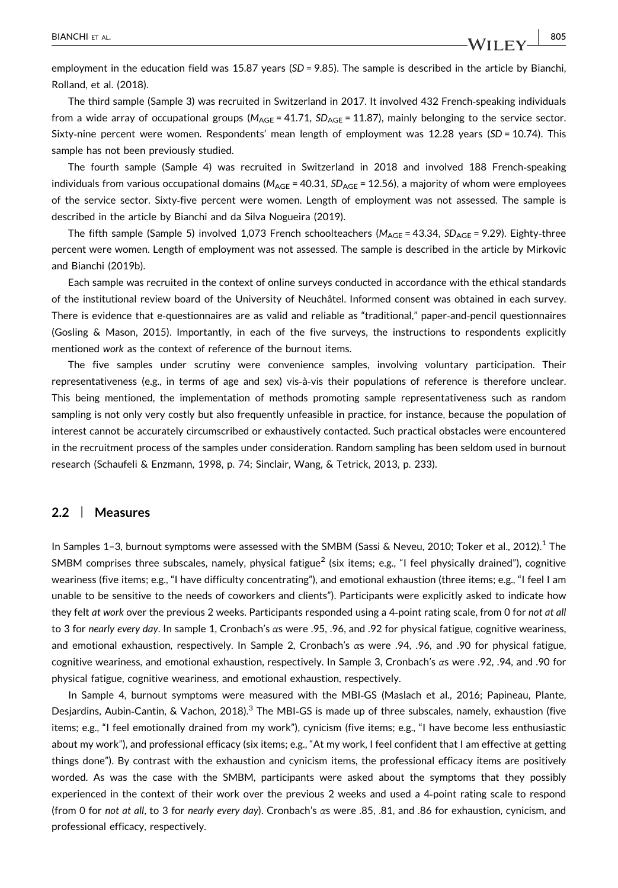employment in the education field was 15.87 years (*SD* = 9.85). The sample is described in the article by Bianchi, Rolland, et al. (2018).

The third sample (Sample 3) was recruited in Switzerland in 2017. It involved 432 French-speaking individuals from a wide array of occupational groups ($M_{AGE}$ = 41.71, $SD_{AGE}$ = 11.87), mainly belonging to the service sector. Sixty-nine percent were women. Respondents' mean length of employment was 12.28 years (*SD* = 10.74). This sample has not been previously studied.

The fourth sample (Sample 4) was recruited in Switzerland in 2018 and involved 188 French-speaking individuals from various occupational domains ($M_{AGE}$ = 40.31, $SD_{AGE}$ = 12.56), a majority of whom were employees of the service sector. Sixty-five percent were women. Length of employment was not assessed. The sample is described in the article by Bianchi and da Silva Nogueira (2019).

The fifth sample (Sample 5) involved 1,073 French schoolteachers ($M_{AGE}$ = 43.34, $SD_{AGE}$ = 9.29). Eighty-three percent were women. Length of employment was not assessed. The sample is described in the article by Mirkovic and Bianchi (2019b).

Each sample was recruited in the context of online surveys conducted in accordance with the ethical standards of the institutional review board of the University of Neuchâtel. Informed consent was obtained in each survey. There is evidence that e-questionnaires are as valid and reliable as "traditional," paper-and-pencil questionnaires (Gosling & Mason, 2015). Importantly, in each of the five surveys, the instructions to respondents explicitly mentioned *work* as the context of reference of the burnout items.

The five samples under scrutiny were convenience samples, involving voluntary participation. Their representativeness (e.g., in terms of age and sex) vis-à-vis their populations of reference is therefore unclear. This being mentioned, the implementation of methods promoting sample representativeness such as random sampling is not only very costly but also frequently unfeasible in practice, for instance, because the population of interest cannot be accurately circumscribed or exhaustively contacted. Such practical obstacles were encountered in the recruitment process of the samples under consideration. Random sampling has been seldom used in burnout research (Schaufeli & Enzmann, 1998, p. 74; Sinclair, Wang, & Tetrick, 2013, p. 233).

## 2.2 | Measures

In Samples 1–3, burnout symptoms were assessed with the SMBM (Sassi & Neveu, 2010; Toker et al., 2012).[1] The SMBM comprises three subscales, namely, physical fatigue[2] (six items; e.g., "I feel physically drained"), cognitive weariness (five items; e.g., "I have difficulty concentrating"), and emotional exhaustion (three items; e.g., "I feel I am unable to be sensitive to the needs of coworkers and clients"). Participants were explicitly asked to indicate how they felt *at work* over the previous 2 weeks. Participants responded using a 4-point rating scale, from 0 for *not at all* to 3 for *nearly every day*. In sample 1, Cronbach's $\alpha$s were .95, .96, and .92 for physical fatigue, cognitive weariness, and emotional exhaustion, respectively. In Sample 2, Cronbach's $\alpha$s were .94, .96, and .90 for physical fatigue, cognitive weariness, and emotional exhaustion, respectively. In Sample 3, Cronbach's $\alpha$s were .92, .94, and .90 for physical fatigue, cognitive weariness, and emotional exhaustion, respectively.

In Sample 4, burnout symptoms were measured with the MBI-GS (Maslach et al., 2016; Papineau, Plante, Desjardins, Aubin-Cantin, & Vachon, 2018).[3] The MBI-GS is made up of three subscales, namely, exhaustion (five items; e.g., "I feel emotionally drained from my work"), cynicism (five items; e.g., "I have become less enthusiastic about my work"), and professional efficacy (six items; e.g., "At my work, I feel confident that I am effective at getting things done"). By contrast with the exhaustion and cynicism items, the professional efficacy items are positively worded. As was the case with the SMBM, participants were asked about the symptoms that they possibly experienced in the context of their work over the previous 2 weeks and used a 4-point rating scale to respond (from 0 for *not at all*, to 3 for *nearly every day*). Cronbach's $\alpha$s were .85, .81, and .86 for exhaustion, cynicism, and professional efficacy, respectively.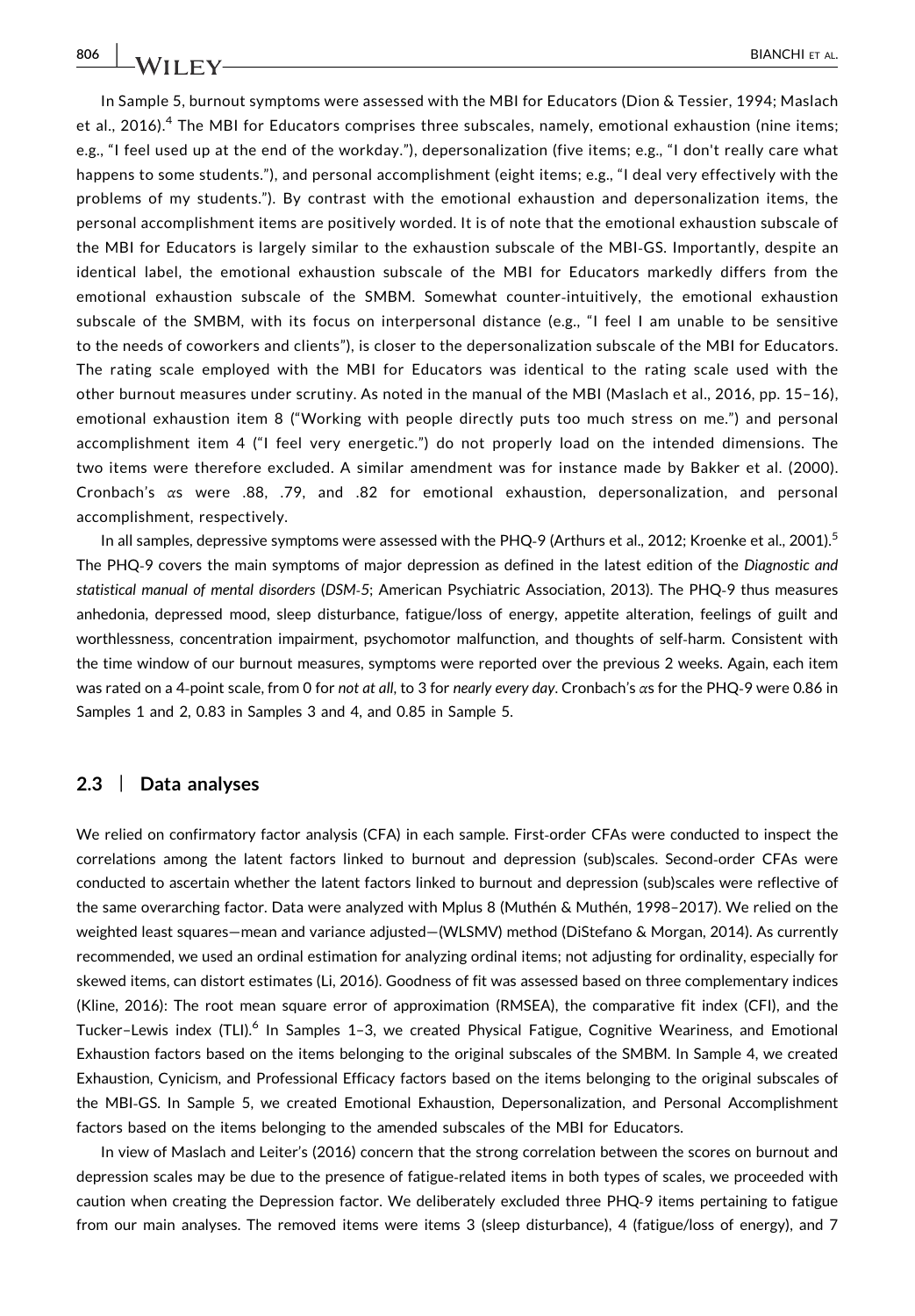In Sample 5, burnout symptoms were assessed with the MBI for Educators (Dion & Tessier, 1994; Maslach et al., 2016).[4] The MBI for Educators comprises three subscales, namely, emotional exhaustion (nine items; e.g., "I feel used up at the end of the workday."), depersonalization (five items; e.g., "I don't really care what happens to some students."), and personal accomplishment (eight items; e.g., "I deal very effectively with the problems of my students."). By contrast with the emotional exhaustion and depersonalization items, the personal accomplishment items are positively worded. It is of note that the emotional exhaustion subscale of the MBI for Educators is largely similar to the exhaustion subscale of the MBI-GS. Importantly, despite an identical label, the emotional exhaustion subscale of the MBI for Educators markedly differs from the emotional exhaustion subscale of the SMBM. Somewhat counter-intuitively, the emotional exhaustion subscale of the SMBM, with its focus on interpersonal distance (e.g., "I feel I am unable to be sensitive to the needs of coworkers and clients"), is closer to the depersonalization subscale of the MBI for Educators. The rating scale employed with the MBI for Educators was identical to the rating scale used with the other burnout measures under scrutiny. As noted in the manual of the MBI (Maslach et al., 2016, pp. 15–16), emotional exhaustion item 8 ("Working with people directly puts too much stress on me.") and personal accomplishment item 4 ("I feel very energetic.") do not properly load on the intended dimensions. The two items were therefore excluded. A similar amendment was for instance made by Bakker et al. (2000). Cronbach's $\alpha$s were .88, .79, and .82 for emotional exhaustion, depersonalization, and personal accomplishment, respectively.

In all samples, depressive symptoms were assessed with the PHQ-9 (Arthurs et al., 2012; Kroenke et al., 2001).[5] The PHQ-9 covers the main symptoms of major depression as defined in the latest edition of the *Diagnostic and statistical manual of mental disorders* (*DSM-5*; American Psychiatric Association, 2013). The PHQ-9 thus measures anhedonia, depressed mood, sleep disturbance, fatigue/loss of energy, appetite alteration, feelings of guilt and worthlessness, concentration impairment, psychomotor malfunction, and thoughts of self-harm. Consistent with the time window of our burnout measures, symptoms were reported over the previous 2 weeks. Again, each item was rated on a 4-point scale, from 0 for *not at all*, to 3 for *nearly every day*. Cronbach's $\alpha$s for the PHQ-9 were 0.86 in Samples 1 and 2, 0.83 in Samples 3 and 4, and 0.85 in Sample 5.

## 2.3 | Data analyses

We relied on confirmatory factor analysis (CFA) in each sample. First-order CFAs were conducted to inspect the correlations among the latent factors linked to burnout and depression (sub)scales. Second-order CFAs were conducted to ascertain whether the latent factors linked to burnout and depression (sub)scales were reflective of the same overarching factor. Data were analyzed with Mplus 8 (Muthén & Muthén, 1998–2017). We relied on the weighted least squares—mean and variance adjusted—(WLSMV) method (DiStefano & Morgan, 2014). As currently recommended, we used an ordinal estimation for analyzing ordinal items; not adjusting for ordinality, especially for skewed items, can distort estimates (Li, 2016). Goodness of fit was assessed based on three complementary indices (Kline, 2016): The root mean square error of approximation (RMSEA), the comparative fit index (CFI), and the Tucker–Lewis index (TLI).[6] In Samples 1–3, we created Physical Fatigue, Cognitive Weariness, and Emotional Exhaustion factors based on the items belonging to the original subscales of the SMBM. In Sample 4, we created Exhaustion, Cynicism, and Professional Efficacy factors based on the items belonging to the original subscales of the MBI-GS. In Sample 5, we created Emotional Exhaustion, Depersonalization, and Personal Accomplishment factors based on the items belonging to the amended subscales of the MBI for Educators.

In view of Maslach and Leiter's (2016) concern that the strong correlation between the scores on burnout and depression scales may be due to the presence of fatigue-related items in both types of scales, we proceeded with caution when creating the Depression factor. We deliberately excluded three PHQ-9 items pertaining to fatigue from our main analyses. The removed items were items 3 (sleep disturbance), 4 (fatigue/loss of energy), and 7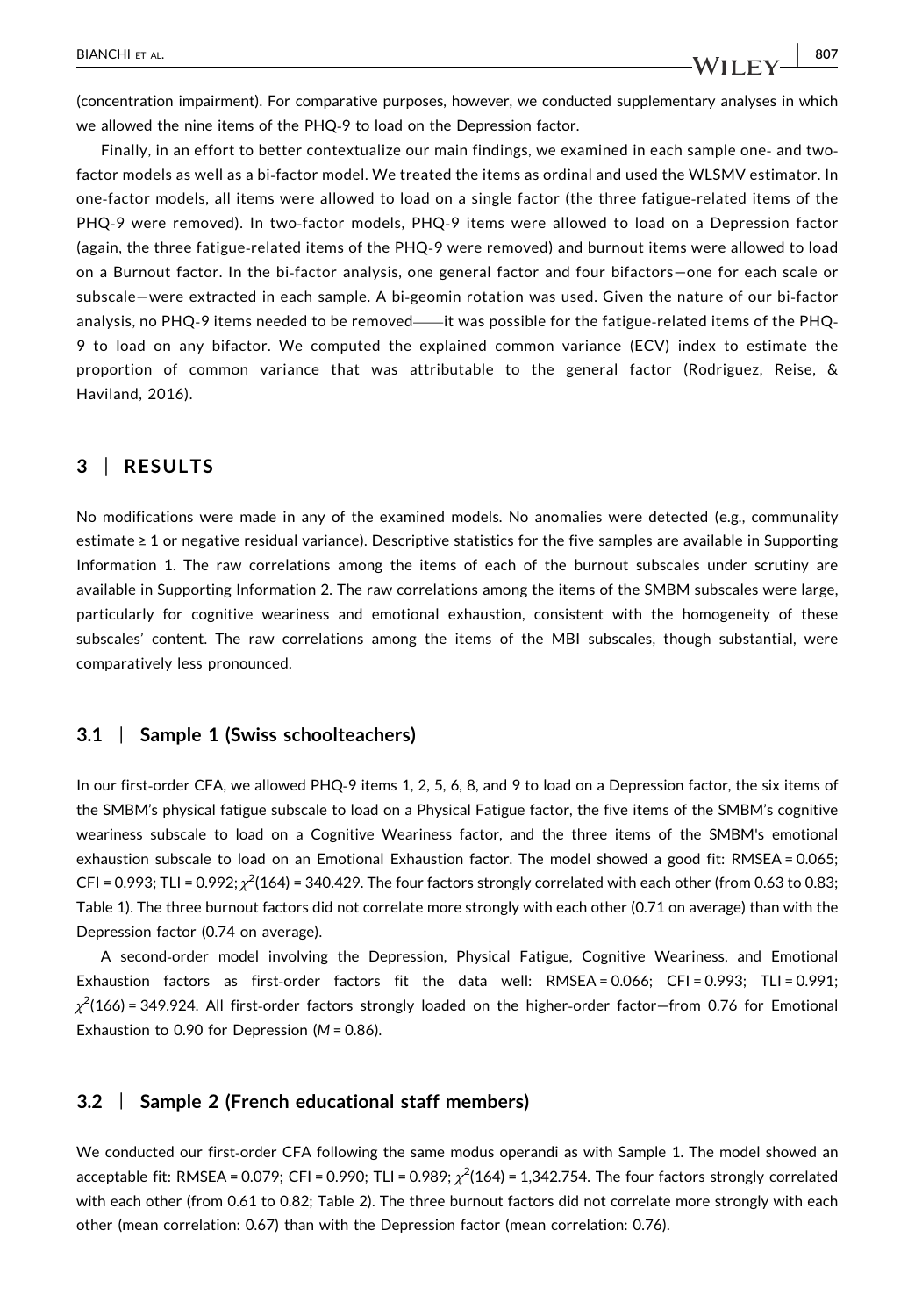(concentration impairment). For comparative purposes, however, we conducted supplementary analyses in which we allowed the nine items of the PHQ-9 to load on the Depression factor.

Finally, in an effort to better contextualize our main findings, we examined in each sample one- and two-factor models as well as a bi-factor model. We treated the items as ordinal and used the WLSMV estimator. In one-factor models, all items were allowed to load on a single factor (the three fatigue-related items of the PHQ-9 were removed). In two-factor models, PHQ-9 items were allowed to load on a Depression factor (again, the three fatigue-related items of the PHQ-9 were removed) and burnout items were allowed to load on a Burnout factor. In the bi-factor analysis, one general factor and four bifactors—one for each scale or subscale—were extracted in each sample. A bi-geomin rotation was used. Given the nature of our bi-factor analysis, no PHQ-9 items needed to be removed——it was possible for the fatigue-related items of the PHQ-9 to load on any bifactor. We computed the explained common variance (ECV) index to estimate the proportion of common variance that was attributable to the general factor (Rodriguez, Reise, & Haviland, 2016).

## 3 | RESULTS

No modifications were made in any of the examined models. No anomalies were detected (e.g., communality estimate ≥ 1 or negative residual variance). Descriptive statistics for the five samples are available in Supporting Information 1. The raw correlations among the items of each of the burnout subscales under scrutiny are available in Supporting Information 2. The raw correlations among the items of the SMBM subscales were large, particularly for cognitive weariness and emotional exhaustion, consistent with the homogeneity of these subscales' content. The raw correlations among the items of the MBI subscales, though substantial, were comparatively less pronounced.

### 3.1 | Sample 1 (Swiss schoolteachers)

In our first-order CFA, we allowed PHQ-9 items 1, 2, 5, 6, 8, and 9 to load on a Depression factor, the six items of the SMBM's physical fatigue subscale to load on a Physical Fatigue factor, the five items of the SMBM's cognitive weariness subscale to load on a Cognitive Weariness factor, and the three items of the SMBM's emotional exhaustion subscale to load on an Emotional Exhaustion factor. The model showed a good fit: RMSEA = 0.065; CFI = 0.993; TLI = 0.992; $\chi^2(164)$ = 340.429. The four factors strongly correlated with each other (from 0.63 to 0.83; Table 1). The three burnout factors did not correlate more strongly with each other (0.71 on average) than with the Depression factor (0.74 on average).

A second-order model involving the Depression, Physical Fatigue, Cognitive Weariness, and Emotional Exhaustion factors as first-order factors fit the data well: RMSEA = 0.066; CFI = 0.993; TLI = 0.991; $\chi^2(166)$ = 349.924. All first-order factors strongly loaded on the higher-order factor—from 0.76 for Emotional Exhaustion to 0.90 for Depression (*M* = 0.86).

### 3.2 | Sample 2 (French educational staff members)

We conducted our first-order CFA following the same modus operandi as with Sample 1. The model showed an acceptable fit: RMSEA = 0.079; CFI = 0.990; TLI = 0.989; $\chi^2(164)$ = 1,342.754. The four factors strongly correlated with each other (from 0.61 to 0.82; Table 2). The three burnout factors did not correlate more strongly with each other (mean correlation: 0.67) than with the Depression factor (mean correlation: 0.76).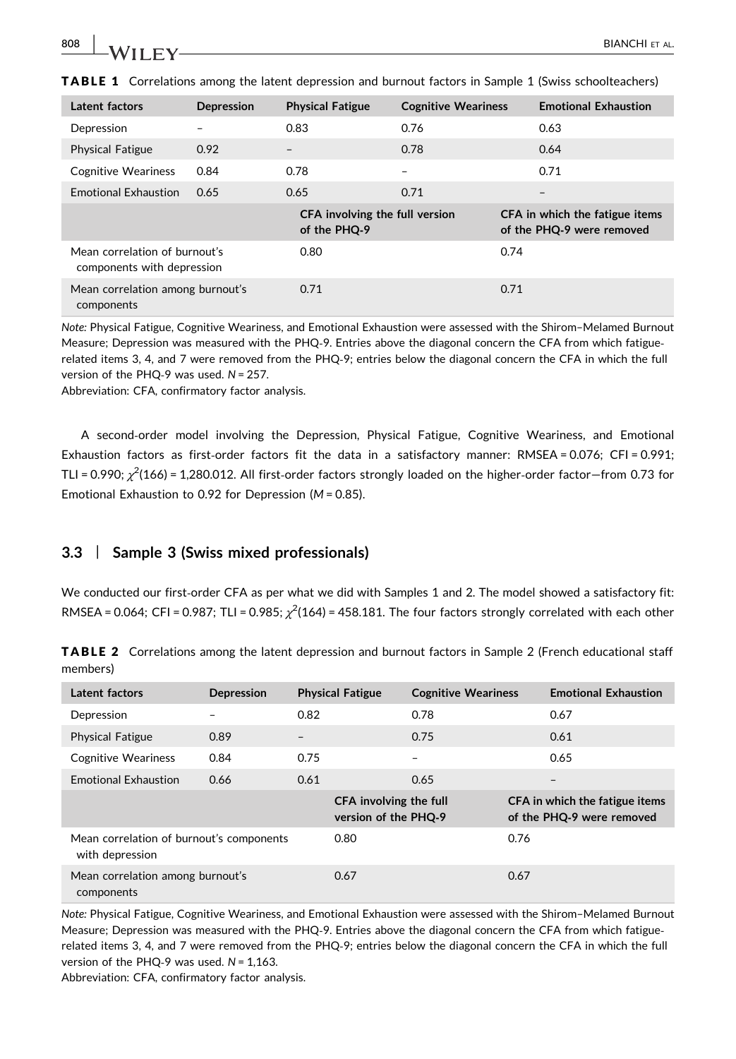**TABLE 1** Correlations among the latent depression and burnout factors in Sample 1 (Swiss schoolteachers)

| Latent factors | Depression | Physical Fatigue | Cognitive Weariness | Emotional Exhaustion |
|---|---|---|---|---|
| Depression | – | 0.83 | 0.76 | 0.63 |
| Physical Fatigue | 0.92 | – | 0.78 | 0.64 |
| Cognitive Weariness | 0.84 | 0.78 | – | 0.71 |
| Emotional Exhaustion | 0.65 | 0.65 | 0.71 | – |
| | | CFA involving the full version of the PHQ-9 | | CFA in which the fatigue items of the PHQ-9 were removed |
| Mean correlation of burnout's components with depression | | 0.80 | | 0.74 |
| Mean correlation among burnout's components | | 0.71 | | 0.71 |

*Note:* Physical Fatigue, Cognitive Weariness, and Emotional Exhaustion were assessed with the Shirom–Melamed Burnout Measure; Depression was measured with the PHQ-9. Entries above the diagonal concern the CFA from which fatigue-related items 3, 4, and 7 were removed from the PHQ-9; entries below the diagonal concern the CFA in which the full version of the PHQ-9 was used. $N = 257$.

Abbreviation: CFA, confirmatory factor analysis.

A second-order model involving the Depression, Physical Fatigue, Cognitive Weariness, and Emotional Exhaustion factors as first-order factors fit the data in a satisfactory manner: RMSEA = 0.076; CFI = 0.991; TLI = 0.990; $\chi^2(166) = 1{,}280.012$. All first-order factors strongly loaded on the higher-order factor—from 0.73 for Emotional Exhaustion to 0.92 for Depression ($M = 0.85$).

### 3.3 | Sample 3 (Swiss mixed professionals)

We conducted our first-order CFA as per what we did with Samples 1 and 2. The model showed a satisfactory fit: RMSEA = 0.064; CFI = 0.987; TLI = 0.985; $\chi^2(164) = 458.181$. The four factors strongly correlated with each other

**TABLE 2** Correlations among the latent depression and burnout factors in Sample 2 (French educational staff members)

| Latent factors | Depression | Physical Fatigue | Cognitive Weariness | Emotional Exhaustion |
|---|---|---|---|---|
| Depression | – | 0.82 | 0.78 | 0.67 |
| Physical Fatigue | 0.89 | – | 0.75 | 0.61 |
| Cognitive Weariness | 0.84 | 0.75 | – | 0.65 |
| Emotional Exhaustion | 0.66 | 0.61 | 0.65 | – |
| | | CFA involving the full version of the PHQ-9 | | CFA in which the fatigue items of the PHQ-9 were removed |
| Mean correlation of burnout's components with depression | | 0.80 | | 0.76 |
| Mean correlation among burnout's components | | 0.67 | | 0.67 |

*Note:* Physical Fatigue, Cognitive Weariness, and Emotional Exhaustion were assessed with the Shirom–Melamed Burnout Measure; Depression was measured with the PHQ-9. Entries above the diagonal concern the CFA from which fatigue-related items 3, 4, and 7 were removed from the PHQ-9; entries below the diagonal concern the CFA in which the full version of the PHQ-9 was used. $N = 1{,}163$.

Abbreviation: CFA, confirmatory factor analysis.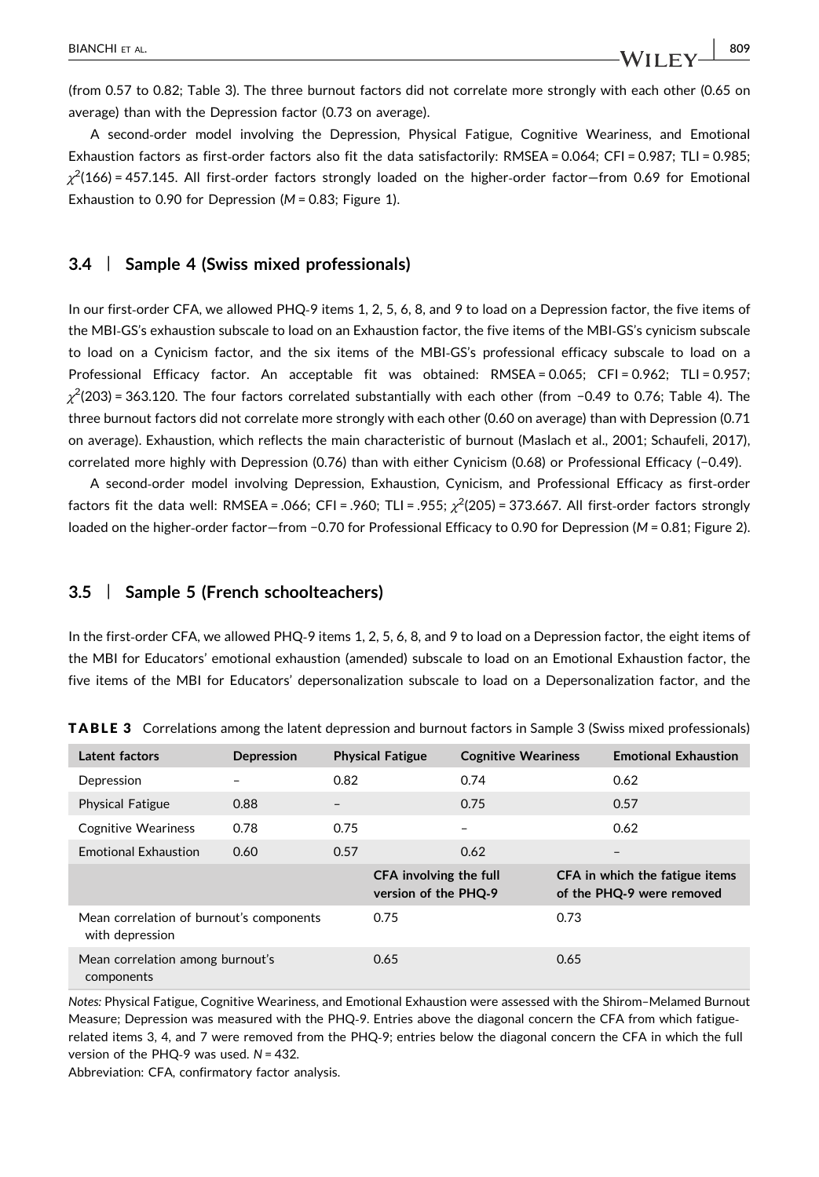(from 0.57 to 0.82; Table 3). The three burnout factors did not correlate more strongly with each other (0.65 on average) than with the Depression factor (0.73 on average).

A second-order model involving the Depression, Physical Fatigue, Cognitive Weariness, and Emotional Exhaustion factors as first-order factors also fit the data satisfactorily: RMSEA = 0.064; CFI = 0.987; TLI = 0.985; $\chi^2(166) = 457.145$. All first-order factors strongly loaded on the higher-order factor—from 0.69 for Emotional Exhaustion to 0.90 for Depression (*M* = 0.83; Figure 1).

### 3.4 | Sample 4 (Swiss mixed professionals)

In our first-order CFA, we allowed PHQ-9 items 1, 2, 5, 6, 8, and 9 to load on a Depression factor, the five items of the MBI-GS's exhaustion subscale to load on an Exhaustion factor, the five items of the MBI-GS's cynicism subscale to load on a Cynicism factor, and the six items of the MBI-GS's professional efficacy subscale to load on a Professional Efficacy factor. An acceptable fit was obtained: RMSEA = 0.065; CFI = 0.962; TLI = 0.957; $\chi^2(203) = 363.120$. The four factors correlated substantially with each other (from −0.49 to 0.76; Table 4). The three burnout factors did not correlate more strongly with each other (0.60 on average) than with Depression (0.71 on average). Exhaustion, which reflects the main characteristic of burnout (Maslach et al., 2001; Schaufeli, 2017), correlated more highly with Depression (0.76) than with either Cynicism (0.68) or Professional Efficacy (−0.49).

A second-order model involving Depression, Exhaustion, Cynicism, and Professional Efficacy as first-order factors fit the data well: RMSEA = .066; CFI = .960; TLI = .955; $\chi^2(205) = 373.667$. All first-order factors strongly loaded on the higher-order factor—from −0.70 for Professional Efficacy to 0.90 for Depression (*M* = 0.81; Figure 2).

### 3.5 | Sample 5 (French schoolteachers)

In the first-order CFA, we allowed PHQ-9 items 1, 2, 5, 6, 8, and 9 to load on a Depression factor, the eight items of the MBI for Educators' emotional exhaustion (amended) subscale to load on an Emotional Exhaustion factor, the five items of the MBI for Educators' depersonalization subscale to load on a Depersonalization factor, and the

**TABLE 3** Correlations among the latent depression and burnout factors in Sample 3 (Swiss mixed professionals)

| Latent factors | Depression | Physical Fatigue | Cognitive Weariness | Emotional Exhaustion |
|---|---|---|---|---|
| Depression | – | 0.82 | 0.74 | 0.62 |
| Physical Fatigue | 0.88 | – | 0.75 | 0.57 |
| Cognitive Weariness | 0.78 | 0.75 | – | 0.62 |
| Emotional Exhaustion | 0.60 | 0.57 | 0.62 | – |
| | | **CFA involving the full version of the PHQ-9** | | **CFA in which the fatigue items of the PHQ-9 were removed** |
| Mean correlation of burnout's components with depression | | 0.75 | | 0.73 |
| Mean correlation among burnout's components | | 0.65 | | 0.65 |

*Notes:* Physical Fatigue, Cognitive Weariness, and Emotional Exhaustion were assessed with the Shirom–Melamed Burnout Measure; Depression was measured with the PHQ-9. Entries above the diagonal concern the CFA from which fatigue-related items 3, 4, and 7 were removed from the PHQ-9; entries below the diagonal concern the CFA in which the full version of the PHQ-9 was used. *N* = 432.

Abbreviation: CFA, confirmatory factor analysis.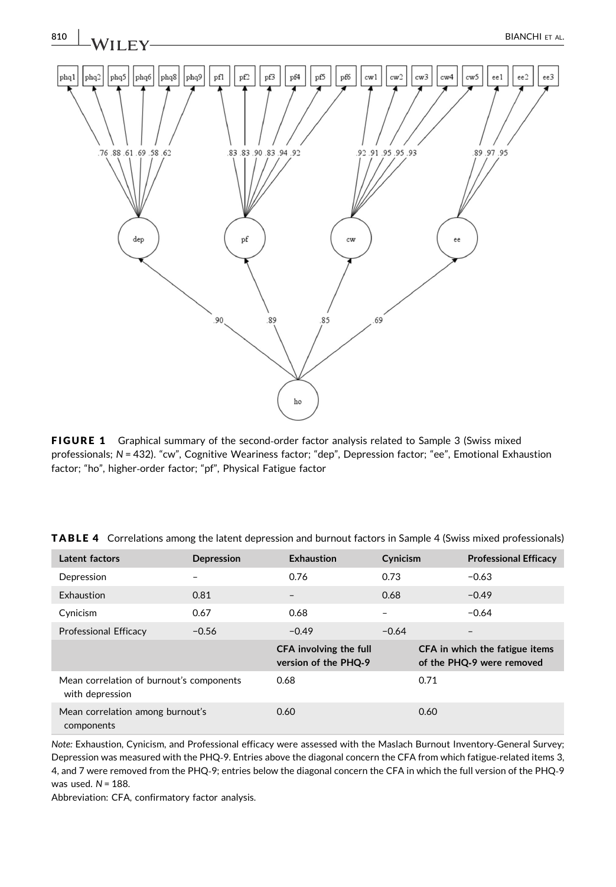**FIGURE 1** Graphical summary of the second-order factor analysis related to Sample 3 (Swiss mixed professionals; $N = 432$). "cw", Cognitive Weariness factor; "dep", Depression factor; "ee", Emotional Exhaustion factor; "ho", higher-order factor; "pf", Physical Fatigue factor

**TABLE 4** Correlations among the latent depression and burnout factors in Sample 4 (Swiss mixed professionals)

| Latent factors | Depression | Exhaustion | Cynicism | Professional Efficacy |
|---|---|---|---|---|
| Depression | – | 0.76 | 0.73 | −0.63 |
| Exhaustion | 0.81 | – | 0.68 | −0.49 |
| Cynicism | 0.67 | 0.68 | – | −0.64 |
| Professional Efficacy | −0.56 | −0.49 | −0.64 | – |
| | | CFA involving the full version of the PHQ-9 | | CFA in which the fatigue items of the PHQ-9 were removed |
| Mean correlation of burnout's components with depression | | 0.68 | | 0.71 |
| Mean correlation among burnout's components | | 0.60 | | 0.60 |

*Note:* Exhaustion, Cynicism, and Professional efficacy were assessed with the Maslach Burnout Inventory-General Survey; Depression was measured with the PHQ-9. Entries above the diagonal concern the CFA from which fatigue-related items 3, 4, and 7 were removed from the PHQ-9; entries below the diagonal concern the CFA in which the full version of the PHQ-9 was used. $N = 188$.

Abbreviation: CFA, confirmatory factor analysis.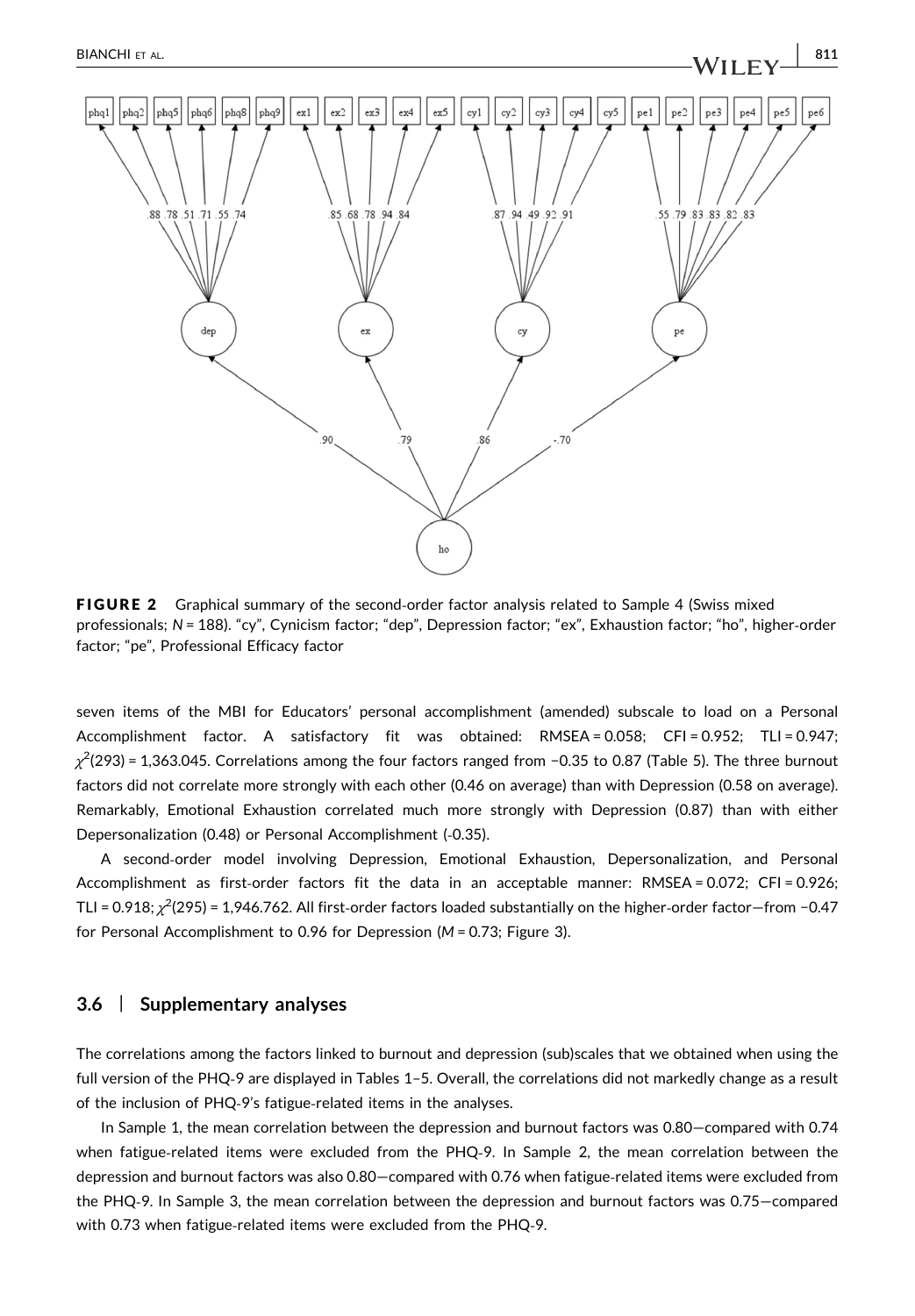FIGURE 2 Graphical summary of the second-order factor analysis related to Sample 4 (Swiss mixed professionals; $N = 188$). "cy", Cynicism factor; "dep", Depression factor; "ex", Exhaustion factor; "ho", higher-order factor; "pe", Professional Efficacy factor

seven items of the MBI for Educators' personal accomplishment (amended) subscale to load on a Personal Accomplishment factor. A satisfactory fit was obtained: RMSEA = 0.058; CFI = 0.952; TLI = 0.947; $\chi^2(293) = 1{,}363.045$. Correlations among the four factors ranged from −0.35 to 0.87 (Table 5). The three burnout factors did not correlate more strongly with each other (0.46 on average) than with Depression (0.58 on average). Remarkably, Emotional Exhaustion correlated much more strongly with Depression (0.87) than with either Depersonalization (0.48) or Personal Accomplishment (-0.35).

A second-order model involving Depression, Emotional Exhaustion, Depersonalization, and Personal Accomplishment as first-order factors fit the data in an acceptable manner: RMSEA = 0.072; CFI = 0.926; TLI = 0.918; $\chi^2(295) = 1{,}946.762$. All first-order factors loaded substantially on the higher-order factor—from −0.47 for Personal Accomplishment to 0.96 for Depression ($M = 0.73$; Figure 3).

## 3.6 | Supplementary analyses

The correlations among the factors linked to burnout and depression (sub)scales that we obtained when using the full version of the PHQ-9 are displayed in Tables 1–5. Overall, the correlations did not markedly change as a result of the inclusion of PHQ-9's fatigue-related items in the analyses.

In Sample 1, the mean correlation between the depression and burnout factors was 0.80—compared with 0.74 when fatigue-related items were excluded from the PHQ-9. In Sample 2, the mean correlation between the depression and burnout factors was also 0.80—compared with 0.76 when fatigue-related items were excluded from the PHQ-9. In Sample 3, the mean correlation between the depression and burnout factors was 0.75—compared with 0.73 when fatigue-related items were excluded from the PHQ-9.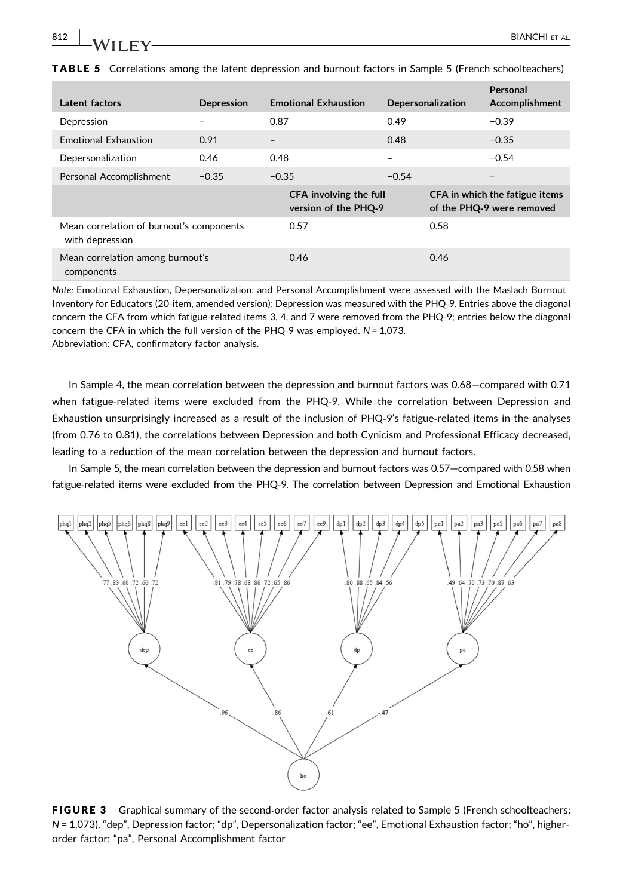**TABLE 5** Correlations among the latent depression and burnout factors in Sample 5 (French schoolteachers)

| Latent factors | Depression | Emotional Exhaustion | Depersonalization | Personal Accomplishment |
|---|---|---|---|---|
| Depression | – | 0.87 | 0.49 | −0.39 |
| Emotional Exhaustion | 0.91 | – | 0.48 | −0.35 |
| Depersonalization | 0.46 | 0.48 | – | −0.54 |
| Personal Accomplishment | −0.35 | −0.35 | −0.54 | – |
| | | **CFA involving the full version of the PHQ-9** | **CFA in which the fatigue items of the PHQ-9 were removed** | |
| Mean correlation of burnout's components with depression | | 0.57 | 0.58 | |
| Mean correlation among burnout's components | | 0.46 | 0.46 | |

*Note:* Emotional Exhaustion, Depersonalization, and Personal Accomplishment were assessed with the Maslach Burnout Inventory for Educators (20-item, amended version); Depression was measured with the PHQ-9. Entries above the diagonal concern the CFA from which fatigue-related items 3, 4, and 7 were removed from the PHQ-9; entries below the diagonal concern the CFA in which the full version of the PHQ-9 was employed. $N$ = 1,073.

Abbreviation: CFA, confirmatory factor analysis.

In Sample 4, the mean correlation between the depression and burnout factors was 0.68—compared with 0.71 when fatigue-related items were excluded from the PHQ-9. While the correlation between Depression and Exhaustion unsurprisingly increased as a result of the inclusion of PHQ-9's fatigue-related items in the analyses (from 0.76 to 0.81), the correlations between Depression and both Cynicism and Professional Efficacy decreased, leading to a reduction of the mean correlation between the depression and burnout factors.

In Sample 5, the mean correlation between the depression and burnout factors was 0.57—compared with 0.58 when fatigue-related items were excluded from the PHQ-9. The correlation between Depression and Emotional Exhaustion

**FIGURE 3** Graphical summary of the second-order factor analysis related to Sample 5 (French schoolteachers; $N$ = 1,073). "dep", Depression factor; "dp", Depersonalization factor; "ee", Emotional Exhaustion factor; "ho", higher-order factor; "pa", Personal Accomplishment factor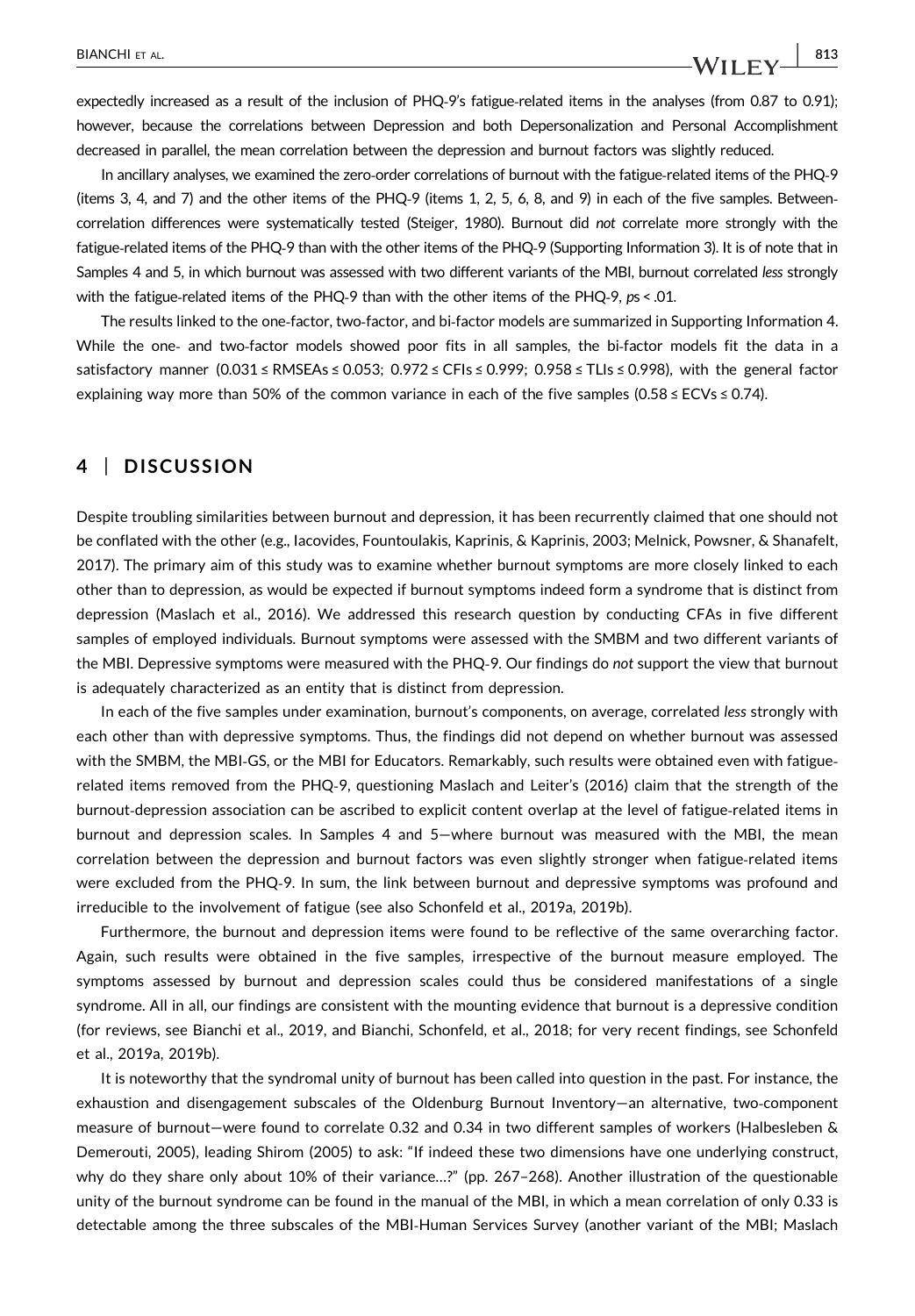expectedly increased as a result of the inclusion of PHQ-9's fatigue-related items in the analyses (from 0.87 to 0.91); however, because the correlations between Depression and both Depersonalization and Personal Accomplishment decreased in parallel, the mean correlation between the depression and burnout factors was slightly reduced.

In ancillary analyses, we examined the zero-order correlations of burnout with the fatigue-related items of the PHQ-9 (items 3, 4, and 7) and the other items of the PHQ-9 (items 1, 2, 5, 6, 8, and 9) in each of the five samples. Between-correlation differences were systematically tested (Steiger, 1980). Burnout did *not* correlate more strongly with the fatigue-related items of the PHQ-9 than with the other items of the PHQ-9 (Supporting Information 3). It is of note that in Samples 4 and 5, in which burnout was assessed with two different variants of the MBI, burnout correlated *less* strongly with the fatigue-related items of the PHQ-9 than with the other items of the PHQ-9, $ps < .01$.

The results linked to the one-factor, two-factor, and bi-factor models are summarized in Supporting Information 4. While the one- and two-factor models showed poor fits in all samples, the bi-factor models fit the data in a satisfactory manner ($0.031 \leq$ RMSEAs $\leq 0.053$; $0.972 \leq$ CFIs $\leq 0.999$; $0.958 \leq$ TLIs $\leq 0.998$), with the general factor explaining way more than 50% of the common variance in each of the five samples ($0.58 \leq$ ECVs $\leq 0.74$).

## 4 | DISCUSSION

Despite troubling similarities between burnout and depression, it has been recurrently claimed that one should not be conflated with the other (e.g., Iacovides, Fountoulakis, Kaprinis, & Kaprinis, 2003; Melnick, Powsner, & Shanafelt, 2017). The primary aim of this study was to examine whether burnout symptoms are more closely linked to each other than to depression, as would be expected if burnout symptoms indeed form a syndrome that is distinct from depression (Maslach et al., 2016). We addressed this research question by conducting CFAs in five different samples of employed individuals. Burnout symptoms were assessed with the SMBM and two different variants of the MBI. Depressive symptoms were measured with the PHQ-9. Our findings do *not* support the view that burnout is adequately characterized as an entity that is distinct from depression.

In each of the five samples under examination, burnout's components, on average, correlated *less* strongly with each other than with depressive symptoms. Thus, the findings did not depend on whether burnout was assessed with the SMBM, the MBI-GS, or the MBI for Educators. Remarkably, such results were obtained even with fatigue-related items removed from the PHQ-9, questioning Maslach and Leiter's (2016) claim that the strength of the burnout-depression association can be ascribed to explicit content overlap at the level of fatigue-related items in burnout and depression scales. In Samples 4 and 5—where burnout was measured with the MBI, the mean correlation between the depression and burnout factors was even slightly stronger when fatigue-related items were excluded from the PHQ-9. In sum, the link between burnout and depressive symptoms was profound and irreducible to the involvement of fatigue (see also Schonfeld et al., 2019a, 2019b).

Furthermore, the burnout and depression items were found to be reflective of the same overarching factor. Again, such results were obtained in the five samples, irrespective of the burnout measure employed. The symptoms assessed by burnout and depression scales could thus be considered manifestations of a single syndrome. All in all, our findings are consistent with the mounting evidence that burnout is a depressive condition (for reviews, see Bianchi et al., 2019, and Bianchi, Schonfeld, et al., 2018; for very recent findings, see Schonfeld et al., 2019a, 2019b).

It is noteworthy that the syndromal unity of burnout has been called into question in the past. For instance, the exhaustion and disengagement subscales of the Oldenburg Burnout Inventory—an alternative, two-component measure of burnout—were found to correlate 0.32 and 0.34 in two different samples of workers (Halbesleben & Demerouti, 2005), leading Shirom (2005) to ask: "If indeed these two dimensions have one underlying construct, why do they share only about 10% of their variance…?" (pp. 267–268). Another illustration of the questionable unity of the burnout syndrome can be found in the manual of the MBI, in which a mean correlation of only 0.33 is detectable among the three subscales of the MBI-Human Services Survey (another variant of the MBI; Maslach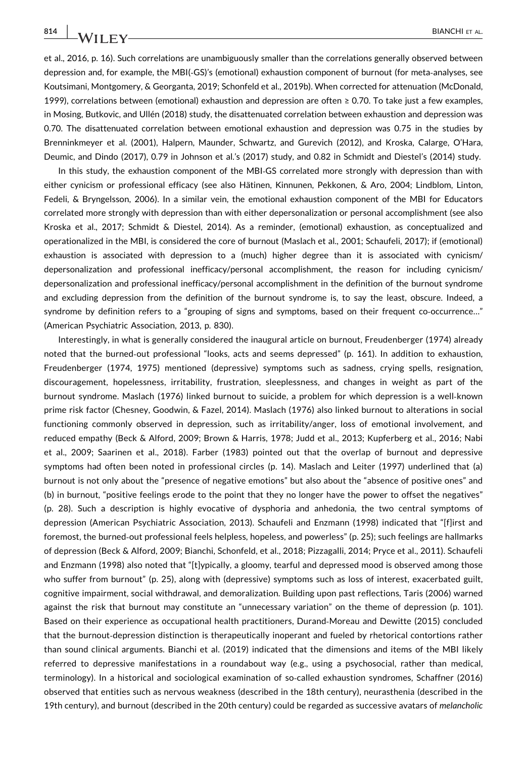et al., 2016, p. 16). Such correlations are unambiguously smaller than the correlations generally observed between depression and, for example, the MBI(-GS)'s (emotional) exhaustion component of burnout (for meta-analyses, see Koutsimani, Montgomery, & Georganta, 2019; Schonfeld et al., 2019b). When corrected for attenuation (McDonald, 1999), correlations between (emotional) exhaustion and depression are often ≥ 0.70. To take just a few examples, in Mosing, Butkovic, and Ullén (2018) study, the disattenuated correlation between exhaustion and depression was 0.70. The disattenuated correlation between emotional exhaustion and depression was 0.75 in the studies by Brenninkmeyer et al. (2001), Halpern, Maunder, Schwartz, and Gurevich (2012), and Kroska, Calarge, O'Hara, Deumic, and Dindo (2017), 0.79 in Johnson et al.'s (2017) study, and 0.82 in Schmidt and Diestel's (2014) study.

In this study, the exhaustion component of the MBI-GS correlated more strongly with depression than with either cynicism or professional efficacy (see also Hätinen, Kinnunen, Pekkonen, & Aro, 2004; Lindblom, Linton, Fedeli, & Bryngelsson, 2006). In a similar vein, the emotional exhaustion component of the MBI for Educators correlated more strongly with depression than with either depersonalization or personal accomplishment (see also Kroska et al., 2017; Schmidt & Diestel, 2014). As a reminder, (emotional) exhaustion, as conceptualized and operationalized in the MBI, is considered the core of burnout (Maslach et al., 2001; Schaufeli, 2017); if (emotional) exhaustion is associated with depression to a (much) higher degree than it is associated with cynicism/depersonalization and professional inefficacy/personal accomplishment, the reason for including cynicism/depersonalization and professional inefficacy/personal accomplishment in the definition of the burnout syndrome and excluding depression from the definition of the burnout syndrome is, to say the least, obscure. Indeed, a syndrome by definition refers to a "grouping of signs and symptoms, based on their frequent co-occurrence…" (American Psychiatric Association, 2013, p. 830).

Interestingly, in what is generally considered the inaugural article on burnout, Freudenberger (1974) already noted that the burned-out professional "looks, acts and seems depressed" (p. 161). In addition to exhaustion, Freudenberger (1974, 1975) mentioned (depressive) symptoms such as sadness, crying spells, resignation, discouragement, hopelessness, irritability, frustration, sleeplessness, and changes in weight as part of the burnout syndrome. Maslach (1976) linked burnout to suicide, a problem for which depression is a well-known prime risk factor (Chesney, Goodwin, & Fazel, 2014). Maslach (1976) also linked burnout to alterations in social functioning commonly observed in depression, such as irritability/anger, loss of emotional involvement, and reduced empathy (Beck & Alford, 2009; Brown & Harris, 1978; Judd et al., 2013; Kupferberg et al., 2016; Nabi et al., 2009; Saarinen et al., 2018). Farber (1983) pointed out that the overlap of burnout and depressive symptoms had often been noted in professional circles (p. 14). Maslach and Leiter (1997) underlined that (a) burnout is not only about the "presence of negative emotions" but also about the "absence of positive ones" and (b) in burnout, "positive feelings erode to the point that they no longer have the power to offset the negatives" (p. 28). Such a description is highly evocative of dysphoria and anhedonia, the two central symptoms of depression (American Psychiatric Association, 2013). Schaufeli and Enzmann (1998) indicated that "[f]irst and foremost, the burned-out professional feels helpless, hopeless, and powerless" (p. 25); such feelings are hallmarks of depression (Beck & Alford, 2009; Bianchi, Schonfeld, et al., 2018; Pizzagalli, 2014; Pryce et al., 2011). Schaufeli and Enzmann (1998) also noted that "[t]ypically, a gloomy, tearful and depressed mood is observed among those who suffer from burnout" (p. 25), along with (depressive) symptoms such as loss of interest, exacerbated guilt, cognitive impairment, social withdrawal, and demoralization. Building upon past reflections, Taris (2006) warned against the risk that burnout may constitute an "unnecessary variation" on the theme of depression (p. 101). Based on their experience as occupational health practitioners, Durand-Moreau and Dewitte (2015) concluded that the burnout-depression distinction is therapeutically inoperant and fueled by rhetorical contortions rather than sound clinical arguments. Bianchi et al. (2019) indicated that the dimensions and items of the MBI likely referred to depressive manifestations in a roundabout way (e.g., using a psychosocial, rather than medical, terminology). In a historical and sociological examination of so-called exhaustion syndromes, Schaffner (2016) observed that entities such as nervous weakness (described in the 18th century), neurasthenia (described in the 19th century), and burnout (described in the 20th century) could be regarded as successive avatars of *melancholic*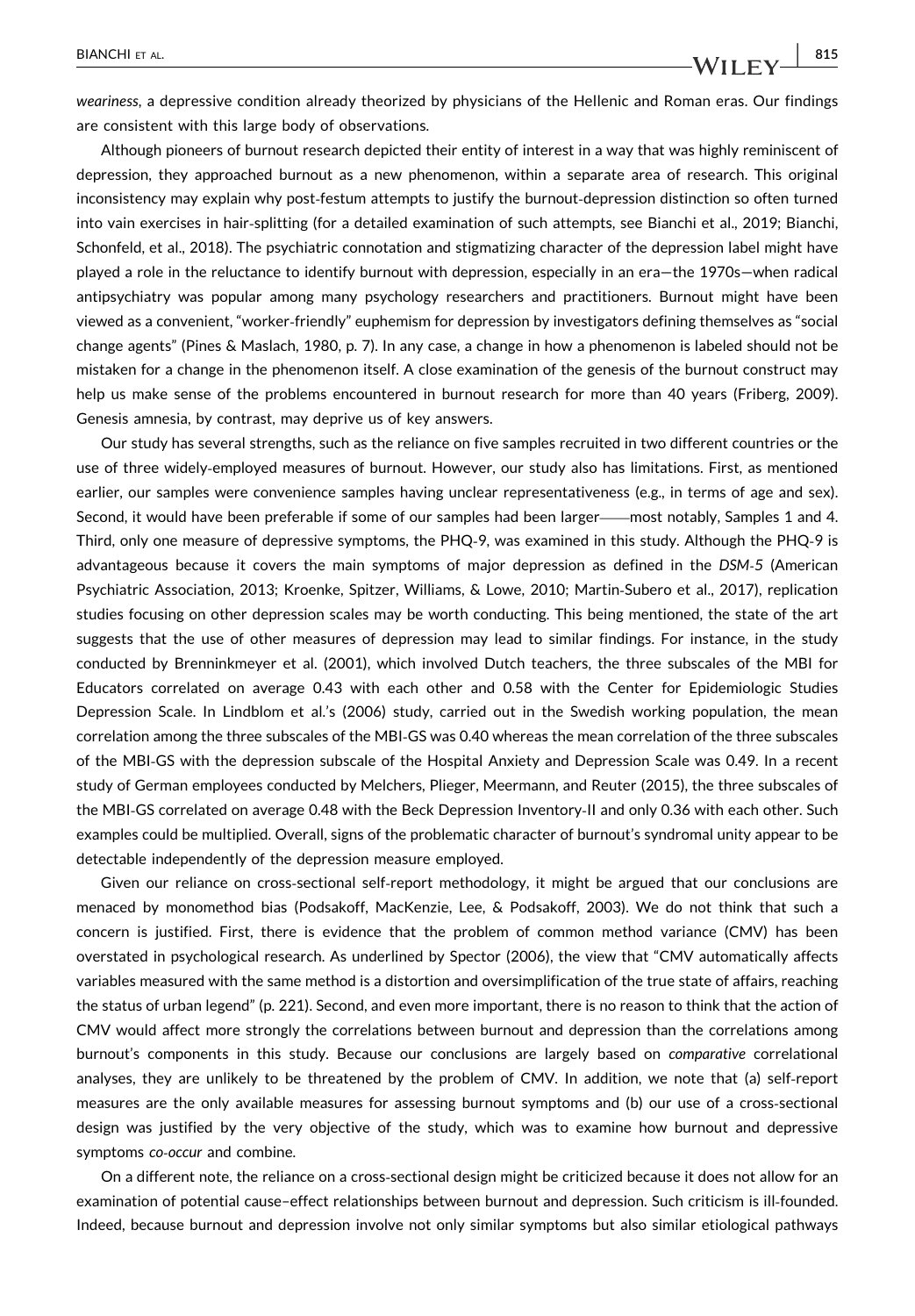*weariness*, a depressive condition already theorized by physicians of the Hellenic and Roman eras. Our findings are consistent with this large body of observations.

Although pioneers of burnout research depicted their entity of interest in a way that was highly reminiscent of depression, they approached burnout as a new phenomenon, within a separate area of research. This original inconsistency may explain why post-festum attempts to justify the burnout-depression distinction so often turned into vain exercises in hair-splitting (for a detailed examination of such attempts, see Bianchi et al., 2019; Bianchi, Schonfeld, et al., 2018). The psychiatric connotation and stigmatizing character of the depression label might have played a role in the reluctance to identify burnout with depression, especially in an era—the 1970s—when radical antipsychiatry was popular among many psychology researchers and practitioners. Burnout might have been viewed as a convenient, "worker-friendly" euphemism for depression by investigators defining themselves as "social change agents" (Pines & Maslach, 1980, p. 7). In any case, a change in how a phenomenon is labeled should not be mistaken for a change in the phenomenon itself. A close examination of the genesis of the burnout construct may help us make sense of the problems encountered in burnout research for more than 40 years (Friberg, 2009). Genesis amnesia, by contrast, may deprive us of key answers.

Our study has several strengths, such as the reliance on five samples recruited in two different countries or the use of three widely-employed measures of burnout. However, our study also has limitations. First, as mentioned earlier, our samples were convenience samples having unclear representativeness (e.g., in terms of age and sex). Second, it would have been preferable if some of our samples had been larger——most notably, Samples 1 and 4. Third, only one measure of depressive symptoms, the PHQ-9, was examined in this study. Although the PHQ-9 is advantageous because it covers the main symptoms of major depression as defined in the *DSM-5* (American Psychiatric Association, 2013; Kroenke, Spitzer, Williams, & Lowe, 2010; Martin-Subero et al., 2017), replication studies focusing on other depression scales may be worth conducting. This being mentioned, the state of the art suggests that the use of other measures of depression may lead to similar findings. For instance, in the study conducted by Brenninkmeyer et al. (2001), which involved Dutch teachers, the three subscales of the MBI for Educators correlated on average 0.43 with each other and 0.58 with the Center for Epidemiologic Studies Depression Scale. In Lindblom et al.'s (2006) study, carried out in the Swedish working population, the mean correlation among the three subscales of the MBI-GS was 0.40 whereas the mean correlation of the three subscales of the MBI-GS with the depression subscale of the Hospital Anxiety and Depression Scale was 0.49. In a recent study of German employees conducted by Melchers, Plieger, Meermann, and Reuter (2015), the three subscales of the MBI-GS correlated on average 0.48 with the Beck Depression Inventory-II and only 0.36 with each other. Such examples could be multiplied. Overall, signs of the problematic character of burnout's syndromal unity appear to be detectable independently of the depression measure employed.

Given our reliance on cross-sectional self-report methodology, it might be argued that our conclusions are menaced by monomethod bias (Podsakoff, MacKenzie, Lee, & Podsakoff, 2003). We do not think that such a concern is justified. First, there is evidence that the problem of common method variance (CMV) has been overstated in psychological research. As underlined by Spector (2006), the view that "CMV automatically affects variables measured with the same method is a distortion and oversimplification of the true state of affairs, reaching the status of urban legend" (p. 221). Second, and even more important, there is no reason to think that the action of CMV would affect more strongly the correlations between burnout and depression than the correlations among burnout's components in this study. Because our conclusions are largely based on *comparative* correlational analyses, they are unlikely to be threatened by the problem of CMV. In addition, we note that (a) self-report measures are the only available measures for assessing burnout symptoms and (b) our use of a cross-sectional design was justified by the very objective of the study, which was to examine how burnout and depressive symptoms *co-occur* and combine.

On a different note, the reliance on a cross-sectional design might be criticized because it does not allow for an examination of potential cause–effect relationships between burnout and depression. Such criticism is ill-founded. Indeed, because burnout and depression involve not only similar symptoms but also similar etiological pathways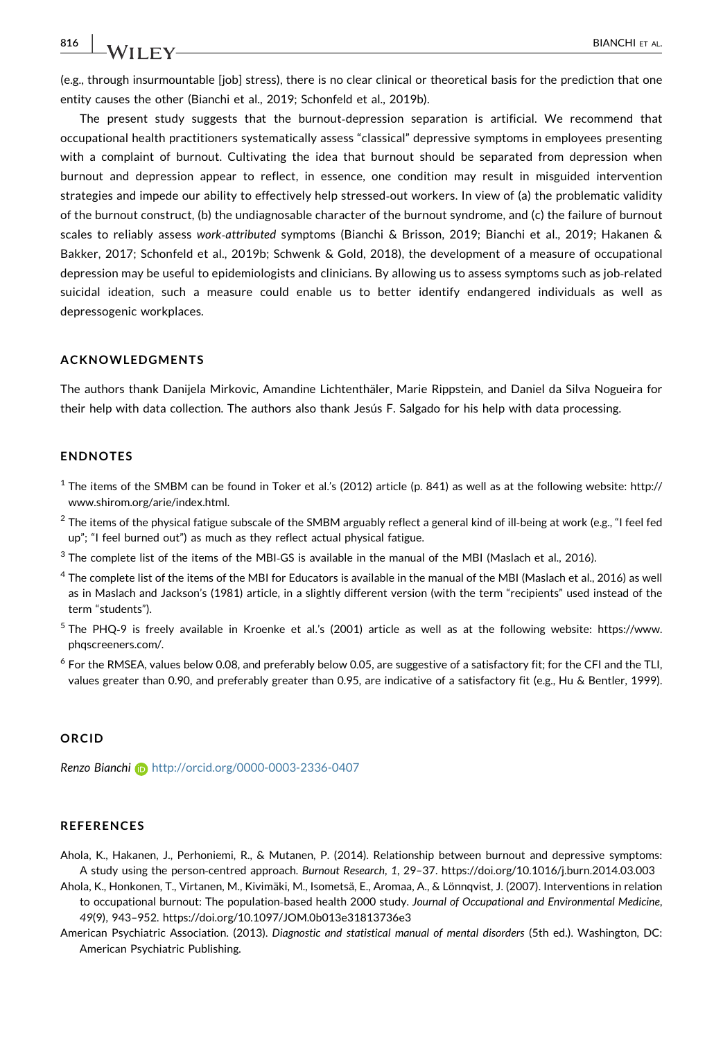(e.g., through insurmountable [job] stress), there is no clear clinical or theoretical basis for the prediction that one entity causes the other (Bianchi et al., 2019; Schonfeld et al., 2019b).

The present study suggests that the burnout‐depression separation is artificial. We recommend that occupational health practitioners systematically assess "classical" depressive symptoms in employees presenting with a complaint of burnout. Cultivating the idea that burnout should be separated from depression when burnout and depression appear to reflect, in essence, one condition may result in misguided intervention strategies and impede our ability to effectively help stressed‐out workers. In view of (a) the problematic validity of the burnout construct, (b) the undiagnosable character of the burnout syndrome, and (c) the failure of burnout scales to reliably assess *work‐attributed* symptoms (Bianchi & Brisson, 2019; Bianchi et al., 2019; Hakanen & Bakker, 2017; Schonfeld et al., 2019b; Schwenk & Gold, 2018), the development of a measure of occupational depression may be useful to epidemiologists and clinicians. By allowing us to assess symptoms such as job‐related suicidal ideation, such a measure could enable us to better identify endangered individuals as well as depressogenic workplaces.

## ACKNOWLEDGMENTS

The authors thank Danijela Mirkovic, Amandine Lichtenthäler, Marie Rippstein, and Daniel da Silva Nogueira for their help with data collection. The authors also thank Jesús F. Salgado for his help with data processing.

## ENDNOTES

[1] The items of the SMBM can be found in Toker et al.'s (2012) article (p. 841) as well as at the following website: http://www.shirom.org/arie/index.html.

[2] The items of the physical fatigue subscale of the SMBM arguably reflect a general kind of ill‐being at work (e.g., "I feel fed up"; "I feel burned out") as much as they reflect actual physical fatigue.

[3] The complete list of the items of the MBI‐GS is available in the manual of the MBI (Maslach et al., 2016).

[4] The complete list of the items of the MBI for Educators is available in the manual of the MBI (Maslach et al., 2016) as well as in Maslach and Jackson's (1981) article, in a slightly different version (with the term "recipients" used instead of the term "students").

[5] The PHQ‐9 is freely available in Kroenke et al.'s (2001) article as well as at the following website: https://www.phqscreeners.com/.

[6] For the RMSEA, values below 0.08, and preferably below 0.05, are suggestive of a satisfactory fit; for the CFI and the TLI, values greater than 0.90, and preferably greater than 0.95, are indicative of a satisfactory fit (e.g., Hu & Bentler, 1999).

## ORCID

*Renzo Bianchi* http://orcid.org/0000-0003-2336-0407

## REFERENCES

Ahola, K., Hakanen, J., Perhoniemi, R., & Mutanen, P. (2014). Relationship between burnout and depressive symptoms: A study using the person‐centred approach. *Burnout Research*, *1*, 29–37. https://doi.org/10.1016/j.burn.2014.03.003

Ahola, K., Honkonen, T., Virtanen, M., Kivimäki, M., Isometsä, E., Aromaa, A., & Lönnqvist, J. (2007). Interventions in relation to occupational burnout: The population‐based health 2000 study. *Journal of Occupational and Environmental Medicine*, *49*(9), 943–952. https://doi.org/10.1097/JOM.0b013e31813736e3

American Psychiatric Association. (2013). *Diagnostic and statistical manual of mental disorders* (5th ed.). Washington, DC: American Psychiatric Publishing.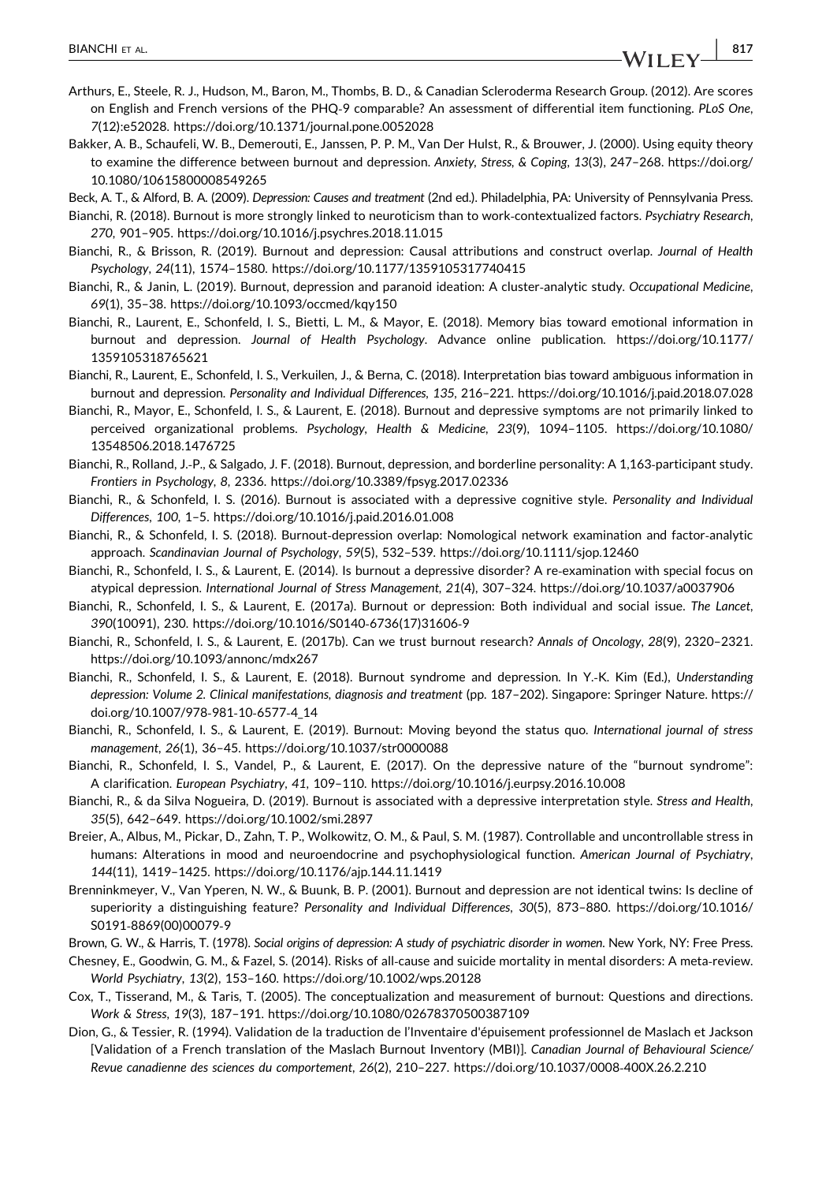Arthurs, E., Steele, R. J., Hudson, M., Baron, M., Thombs, B. D., & Canadian Scleroderma Research Group. (2012). Are scores on English and French versions of the PHQ-9 comparable? An assessment of differential item functioning. *PLoS One*, *7*(12):e52028. https://doi.org/10.1371/journal.pone.0052028

Bakker, A. B., Schaufeli, W. B., Demerouti, E., Janssen, P. P. M., Van Der Hulst, R., & Brouwer, J. (2000). Using equity theory to examine the difference between burnout and depression. *Anxiety, Stress, & Coping*, *13*(3), 247–268. https://doi.org/10.1080/10615800008549265

Beck, A. T., & Alford, B. A. (2009). *Depression: Causes and treatment* (2nd ed.). Philadelphia, PA: University of Pennsylvania Press.

Bianchi, R. (2018). Burnout is more strongly linked to neuroticism than to work-contextualized factors. *Psychiatry Research*, *270*, 901–905. https://doi.org/10.1016/j.psychres.2018.11.015

Bianchi, R., & Brisson, R. (2019). Burnout and depression: Causal attributions and construct overlap. *Journal of Health Psychology*, *24*(11), 1574–1580. https://doi.org/10.1177/1359105317740415

Bianchi, R., & Janin, L. (2019). Burnout, depression and paranoid ideation: A cluster-analytic study. *Occupational Medicine*, *69*(1), 35–38. https://doi.org/10.1093/occmed/kqy150

Bianchi, R., Laurent, E., Schonfeld, I. S., Bietti, L. M., & Mayor, E. (2018). Memory bias toward emotional information in burnout and depression. *Journal of Health Psychology*. Advance online publication. https://doi.org/10.1177/1359105318765621

Bianchi, R., Laurent, E., Schonfeld, I. S., Verkuilen, J., & Berna, C. (2018). Interpretation bias toward ambiguous information in burnout and depression. *Personality and Individual Differences*, *135*, 216–221. https://doi.org/10.1016/j.paid.2018.07.028

Bianchi, R., Mayor, E., Schonfeld, I. S., & Laurent, E. (2018). Burnout and depressive symptoms are not primarily linked to perceived organizational problems. *Psychology, Health & Medicine*, *23*(9), 1094–1105. https://doi.org/10.1080/13548506.2018.1476725

Bianchi, R., Rolland, J.-P., & Salgado, J. F. (2018). Burnout, depression, and borderline personality: A 1,163-participant study. *Frontiers in Psychology*, *8*, 2336. https://doi.org/10.3389/fpsyg.2017.02336

Bianchi, R., & Schonfeld, I. S. (2016). Burnout is associated with a depressive cognitive style. *Personality and Individual Differences*, *100*, 1–5. https://doi.org/10.1016/j.paid.2016.01.008

Bianchi, R., & Schonfeld, I. S. (2018). Burnout-depression overlap: Nomological network examination and factor-analytic approach. *Scandinavian Journal of Psychology*, *59*(5), 532–539. https://doi.org/10.1111/sjop.12460

Bianchi, R., Schonfeld, I. S., & Laurent, E. (2014). Is burnout a depressive disorder? A re-examination with special focus on atypical depression. *International Journal of Stress Management*, *21*(4), 307–324. https://doi.org/10.1037/a0037906

Bianchi, R., Schonfeld, I. S., & Laurent, E. (2017a). Burnout or depression: Both individual and social issue. *The Lancet*, *390*(10091), 230. https://doi.org/10.1016/S0140-6736(17)31606-9

Bianchi, R., Schonfeld, I. S., & Laurent, E. (2017b). Can we trust burnout research? *Annals of Oncology*, *28*(9), 2320–2321. https://doi.org/10.1093/annonc/mdx267

Bianchi, R., Schonfeld, I. S., & Laurent, E. (2018). Burnout syndrome and depression. In Y.-K. Kim (Ed.), *Understanding depression: Volume 2. Clinical manifestations, diagnosis and treatment* (pp. 187–202). Singapore: Springer Nature. https://doi.org/10.1007/978-981-10-6577-4_14

Bianchi, R., Schonfeld, I. S., & Laurent, E. (2019). Burnout: Moving beyond the status quo. *International journal of stress management*, *26*(1), 36–45. https://doi.org/10.1037/str0000088

Bianchi, R., Schonfeld, I. S., Vandel, P., & Laurent, E. (2017). On the depressive nature of the "burnout syndrome": A clarification. *European Psychiatry*, *41*, 109–110. https://doi.org/10.1016/j.eurpsy.2016.10.008

Bianchi, R., & da Silva Nogueira, D. (2019). Burnout is associated with a depressive interpretation style. *Stress and Health*, *35*(5), 642–649. https://doi.org/10.1002/smi.2897

Breier, A., Albus, M., Pickar, D., Zahn, T. P., Wolkowitz, O. M., & Paul, S. M. (1987). Controllable and uncontrollable stress in humans: Alterations in mood and neuroendocrine and psychophysiological function. *American Journal of Psychiatry*, *144*(11), 1419–1425. https://doi.org/10.1176/ajp.144.11.1419

Brenninkmeyer, V., Van Yperen, N. W., & Buunk, B. P. (2001). Burnout and depression are not identical twins: Is decline of superiority a distinguishing feature? *Personality and Individual Differences*, *30*(5), 873–880. https://doi.org/10.1016/S0191-8869(00)00079-9

Brown, G. W., & Harris, T. (1978). *Social origins of depression: A study of psychiatric disorder in women*. New York, NY: Free Press.

Chesney, E., Goodwin, G. M., & Fazel, S. (2014). Risks of all-cause and suicide mortality in mental disorders: A meta-review. *World Psychiatry*, *13*(2), 153–160. https://doi.org/10.1002/wps.20128

Cox, T., Tisserand, M., & Taris, T. (2005). The conceptualization and measurement of burnout: Questions and directions. *Work & Stress*, *19*(3), 187–191. https://doi.org/10.1080/02678370500387109

Dion, G., & Tessier, R. (1994). Validation de la traduction de l'Inventaire d'épuisement professionnel de Maslach et Jackson [Validation of a French translation of the Maslach Burnout Inventory (MBI)]. *Canadian Journal of Behavioural Science/Revue canadienne des sciences du comportement*, *26*(2), 210–227. https://doi.org/10.1037/0008-400X.26.2.210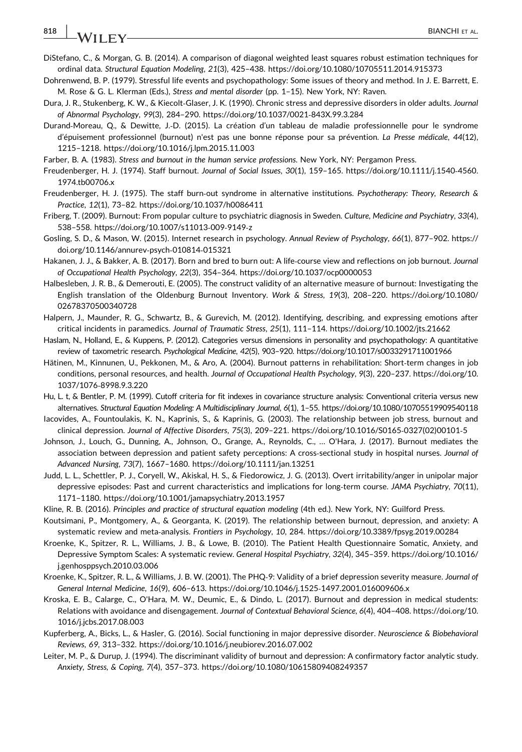DiStefano, C., & Morgan, G. B. (2014). A comparison of diagonal weighted least squares robust estimation techniques for ordinal data. *Structural Equation Modeling*, *21*(3), 425–438. https://doi.org/10.1080/10705511.2014.915373

Dohrenwend, B. P. (1979). Stressful life events and psychopathology: Some issues of theory and method. In J. E. Barrett, E. M. Rose & G. L. Klerman (Eds.), *Stress and mental disorder* (pp. 1–15). New York, NY: Raven.

Dura, J. R., Stukenberg, K. W., & Kiecolt-Glaser, J. K. (1990). Chronic stress and depressive disorders in older adults. *Journal of Abnormal Psychology*, *99*(3), 284–290. https://doi.org/10.1037/0021-843X.99.3.284

Durand-Moreau, Q., & Dewitte, J.-D. (2015). La création d'un tableau de maladie professionnelle pour le syndrome d'épuisement professionnel (burnout) n'est pas une bonne réponse pour sa prévention. *La Presse médicale*, *44*(12), 1215–1218. https://doi.org/10.1016/j.lpm.2015.11.003

Farber, B. A. (1983). *Stress and burnout in the human service professions*. New York, NY: Pergamon Press.

Freudenberger, H. J. (1974). Staff burnout. *Journal of Social Issues*, *30*(1), 159–165. https://doi.org/10.1111/j.1540-4560.1974.tb00706.x

Freudenberger, H. J. (1975). The staff burn-out syndrome in alternative institutions. *Psychotherapy: Theory, Research & Practice*, *12*(1), 73–82. https://doi.org/10.1037/h0086411

Friberg, T. (2009). Burnout: From popular culture to psychiatric diagnosis in Sweden. *Culture, Medicine and Psychiatry*, *33*(4), 538–558. https://doi.org/10.1007/s11013-009-9149-z

Gosling, S. D., & Mason, W. (2015). Internet research in psychology. *Annual Review of Psychology*, *66*(1), 877–902. https://doi.org/10.1146/annurev-psych-010814-015321

Hakanen, J. J., & Bakker, A. B. (2017). Born and bred to burn out: A life-course view and reflections on job burnout. *Journal of Occupational Health Psychology*, *22*(3), 354–364. https://doi.org/10.1037/ocp0000053

Halbesleben, J. R. B., & Demerouti, E. (2005). The construct validity of an alternative measure of burnout: Investigating the English translation of the Oldenburg Burnout Inventory. *Work & Stress*, *19*(3), 208–220. https://doi.org/10.1080/02678370500340728

Halpern, J., Maunder, R. G., Schwartz, B., & Gurevich, M. (2012). Identifying, describing, and expressing emotions after critical incidents in paramedics. *Journal of Traumatic Stress*, *25*(1), 111–114. https://doi.org/10.1002/jts.21662

Haslam, N., Holland, E., & Kuppens, P. (2012). Categories versus dimensions in personality and psychopathology: A quantitative review of taxometric research. *Psychological Medicine*, *42*(5), 903–920. https://doi.org/10.1017/s0033291711001966

Hätinen, M., Kinnunen, U., Pekkonen, M., & Aro, A. (2004). Burnout patterns in rehabilitation: Short-term changes in job conditions, personal resources, and health. *Journal of Occupational Health Psychology*, *9*(3), 220–237. https://doi.org/10.1037/1076-8998.9.3.220

Hu, L. t, & Bentler, P. M. (1999). Cutoff criteria for fit indexes in covariance structure analysis: Conventional criteria versus new alternatives. *Structural Equation Modeling: A Multidisciplinary Journal*, *6*(1), 1–55. https://doi.org/10.1080/10705519909540118

Iacovides, A., Fountoulakis, K. N., Kaprinis, S., & Kaprinis, G. (2003). The relationship between job stress, burnout and clinical depression. *Journal of Affective Disorders*, *75*(3), 209–221. https://doi.org/10.1016/S0165-0327(02)00101-5

Johnson, J., Louch, G., Dunning, A., Johnson, O., Grange, A., Reynolds, C., … O'Hara, J. (2017). Burnout mediates the association between depression and patient safety perceptions: A cross-sectional study in hospital nurses. *Journal of Advanced Nursing*, *73*(7), 1667–1680. https://doi.org/10.1111/jan.13251

Judd, L. L., Schettler, P. J., Coryell, W., Akiskal, H. S., & Fiedorowicz, J. G. (2013). Overt irritability/anger in unipolar major depressive episodes: Past and current characteristics and implications for long-term course. *JAMA Psychiatry*, *70*(11), 1171–1180. https://doi.org/10.1001/jamapsychiatry.2013.1957

Kline, R. B. (2016). *Principles and practice of structural equation modeling* (4th ed.). New York, NY: Guilford Press.

Koutsimani, P., Montgomery, A., & Georganta, K. (2019). The relationship between burnout, depression, and anxiety: A systematic review and meta-analysis. *Frontiers in Psychology*, *10*, 284. https://doi.org/10.3389/fpsyg.2019.00284

Kroenke, K., Spitzer, R. L., Williams, J. B., & Lowe, B. (2010). The Patient Health Questionnaire Somatic, Anxiety, and Depressive Symptom Scales: A systematic review. *General Hospital Psychiatry*, *32*(4), 345–359. https://doi.org/10.1016/j.genhosppsych.2010.03.006

Kroenke, K., Spitzer, R. L., & Williams, J. B. W. (2001). The PHQ-9: Validity of a brief depression severity measure. *Journal of General Internal Medicine*, *16*(9), 606–613. https://doi.org/10.1046/j.1525-1497.2001.016009606.x

Kroska, E. B., Calarge, C., O'Hara, M. W., Deumic, E., & Dindo, L. (2017). Burnout and depression in medical students: Relations with avoidance and disengagement. *Journal of Contextual Behavioral Science*, *6*(4), 404–408. https://doi.org/10.1016/j.jcbs.2017.08.003

Kupferberg, A., Bicks, L., & Hasler, G. (2016). Social functioning in major depressive disorder. *Neuroscience & Biobehavioral Reviews*, *69*, 313–332. https://doi.org/10.1016/j.neubiorev.2016.07.002

Leiter, M. P., & Durup, J. (1994). The discriminant validity of burnout and depression: A confirmatory factor analytic study. *Anxiety, Stress, & Coping*, *7*(4), 357–373. https://doi.org/10.1080/10615809408249357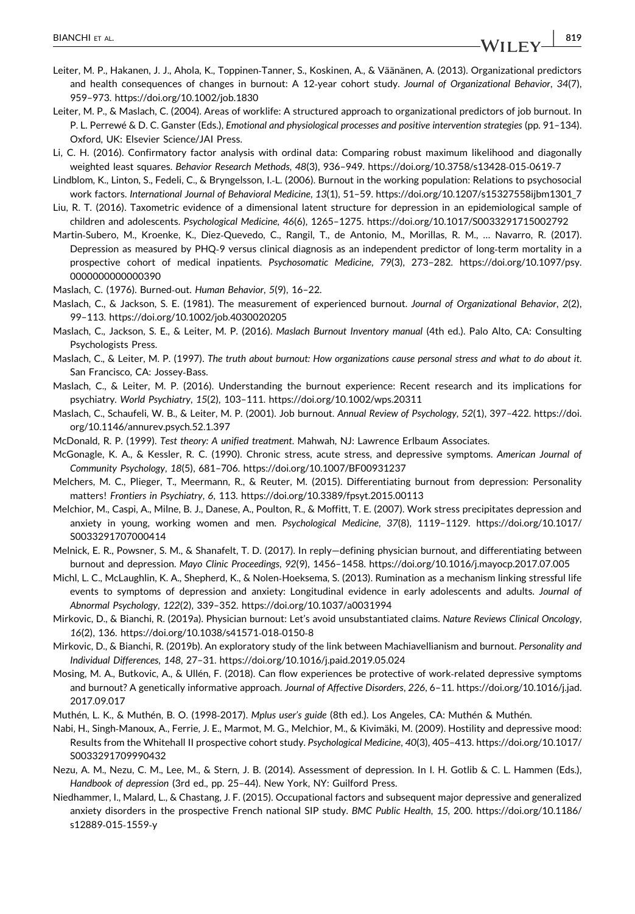Leiter, M. P., Hakanen, J. J., Ahola, K., Toppinen-Tanner, S., Koskinen, A., & Väänänen, A. (2013). Organizational predictors and health consequences of changes in burnout: A 12-year cohort study. *Journal of Organizational Behavior*, *34*(7), 959–973. https://doi.org/10.1002/job.1830

Leiter, M. P., & Maslach, C. (2004). Areas of worklife: A structured approach to organizational predictors of job burnout. In P. L. Perrewé & D. C. Ganster (Eds.), *Emotional and physiological processes and positive intervention strategies* (pp. 91–134). Oxford, UK: Elsevier Science/JAI Press.

Li, C. H. (2016). Confirmatory factor analysis with ordinal data: Comparing robust maximum likelihood and diagonally weighted least squares. *Behavior Research Methods*, *48*(3), 936–949. https://doi.org/10.3758/s13428-015-0619-7

Lindblom, K., Linton, S., Fedeli, C., & Bryngelsson, I.-L. (2006). Burnout in the working population: Relations to psychosocial work factors. *International Journal of Behavioral Medicine*, *13*(1), 51–59. https://doi.org/10.1207/s15327558ijbm1301_7

Liu, R. T. (2016). Taxometric evidence of a dimensional latent structure for depression in an epidemiological sample of children and adolescents. *Psychological Medicine*, *46*(6), 1265–1275. https://doi.org/10.1017/S0033291715002792

Martin-Subero, M., Kroenke, K., Diez-Quevedo, C., Rangil, T., de Antonio, M., Morillas, R. M., … Navarro, R. (2017). Depression as measured by PHQ-9 versus clinical diagnosis as an independent predictor of long-term mortality in a prospective cohort of medical inpatients. *Psychosomatic Medicine*, *79*(3), 273–282. https://doi.org/10.1097/psy.0000000000000390

Maslach, C. (1976). Burned-out. *Human Behavior*, *5*(9), 16–22.

Maslach, C., & Jackson, S. E. (1981). The measurement of experienced burnout. *Journal of Organizational Behavior*, *2*(2), 99–113. https://doi.org/10.1002/job.4030020205

Maslach, C., Jackson, S. E., & Leiter, M. P. (2016). *Maslach Burnout Inventory manual* (4th ed.). Palo Alto, CA: Consulting Psychologists Press.

Maslach, C., & Leiter, M. P. (1997). *The truth about burnout: How organizations cause personal stress and what to do about it*. San Francisco, CA: Jossey-Bass.

Maslach, C., & Leiter, M. P. (2016). Understanding the burnout experience: Recent research and its implications for psychiatry. *World Psychiatry*, *15*(2), 103–111. https://doi.org/10.1002/wps.20311

Maslach, C., Schaufeli, W. B., & Leiter, M. P. (2001). Job burnout. *Annual Review of Psychology*, *52*(1), 397–422. https://doi.org/10.1146/annurev.psych.52.1.397

McDonald, R. P. (1999). *Test theory: A unified treatment*. Mahwah, NJ: Lawrence Erlbaum Associates.

McGonagle, K. A., & Kessler, R. C. (1990). Chronic stress, acute stress, and depressive symptoms. *American Journal of Community Psychology*, *18*(5), 681–706. https://doi.org/10.1007/BF00931237

Melchers, M. C., Plieger, T., Meermann, R., & Reuter, M. (2015). Differentiating burnout from depression: Personality matters! *Frontiers in Psychiatry*, *6*, 113. https://doi.org/10.3389/fpsyt.2015.00113

Melchior, M., Caspi, A., Milne, B. J., Danese, A., Poulton, R., & Moffitt, T. E. (2007). Work stress precipitates depression and anxiety in young, working women and men. *Psychological Medicine*, *37*(8), 1119–1129. https://doi.org/10.1017/S0033291707000414

Melnick, E. R., Powsner, S. M., & Shanafelt, T. D. (2017). In reply—defining physician burnout, and differentiating between burnout and depression. *Mayo Clinic Proceedings*, *92*(9), 1456–1458. https://doi.org/10.1016/j.mayocp.2017.07.005

Michl, L. C., McLaughlin, K. A., Shepherd, K., & Nolen-Hoeksema, S. (2013). Rumination as a mechanism linking stressful life events to symptoms of depression and anxiety: Longitudinal evidence in early adolescents and adults. *Journal of Abnormal Psychology*, *122*(2), 339–352. https://doi.org/10.1037/a0031994

Mirkovic, D., & Bianchi, R. (2019a). Physician burnout: Let's avoid unsubstantiated claims. *Nature Reviews Clinical Oncology*, *16*(2), 136. https://doi.org/10.1038/s41571-018-0150-8

Mirkovic, D., & Bianchi, R. (2019b). An exploratory study of the link between Machiavellianism and burnout. *Personality and Individual Differences*, *148*, 27–31. https://doi.org/10.1016/j.paid.2019.05.024

Mosing, M. A., Butkovic, A., & Ullén, F. (2018). Can flow experiences be protective of work-related depressive symptoms and burnout? A genetically informative approach. *Journal of Affective Disorders*, *226*, 6–11. https://doi.org/10.1016/j.jad.2017.09.017

Muthén, L. K., & Muthén, B. O. (1998-2017). *Mplus user's guide* (8th ed.). Los Angeles, CA: Muthén & Muthén.

Nabi, H., Singh-Manoux, A., Ferrie, J. E., Marmot, M. G., Melchior, M., & Kivimäki, M. (2009). Hostility and depressive mood: Results from the Whitehall II prospective cohort study. *Psychological Medicine*, *40*(3), 405–413. https://doi.org/10.1017/S0033291709990432

Nezu, A. M., Nezu, C. M., Lee, M., & Stern, J. B. (2014). Assessment of depression. In I. H. Gotlib & C. L. Hammen (Eds.), *Handbook of depression* (3rd ed., pp. 25–44). New York, NY: Guilford Press.

Niedhammer, I., Malard, L., & Chastang, J. F. (2015). Occupational factors and subsequent major depressive and generalized anxiety disorders in the prospective French national SIP study. *BMC Public Health*, *15*, 200. https://doi.org/10.1186/s12889-015-1559-y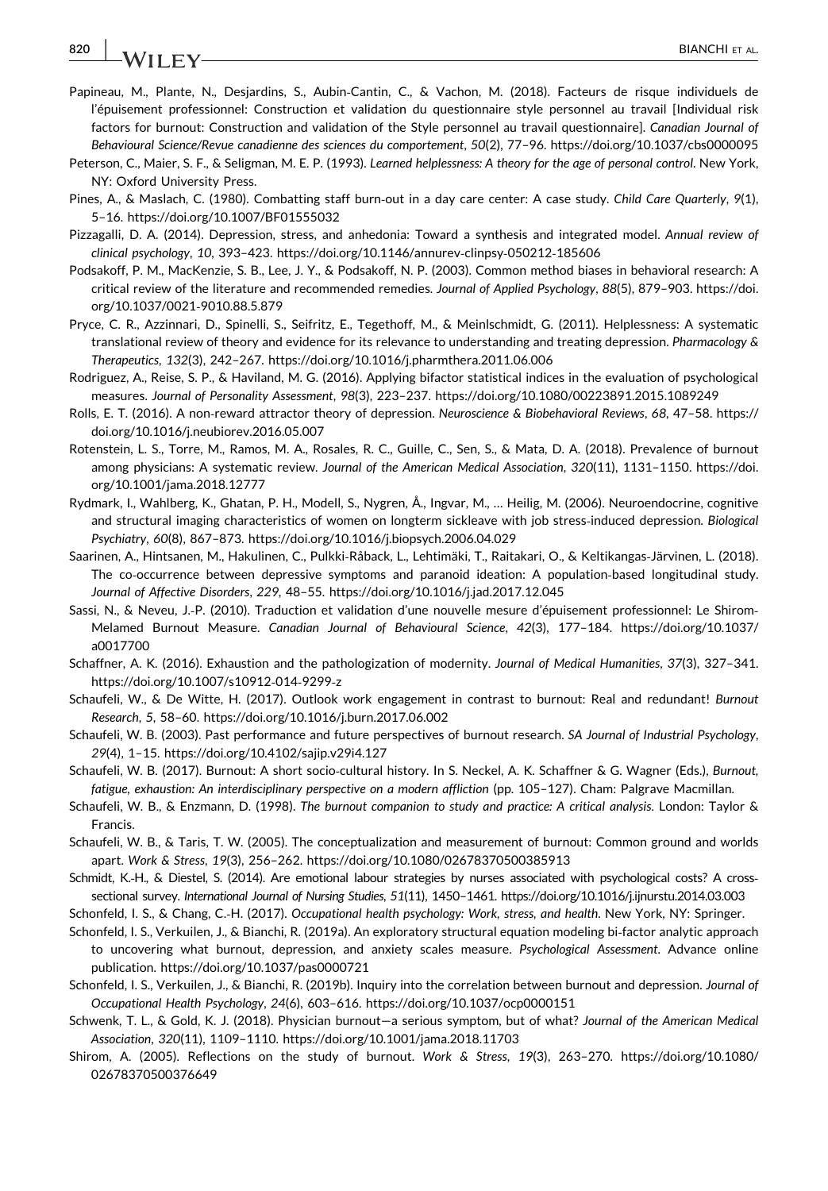Papineau, M., Plante, N., Desjardins, S., Aubin-Cantin, C., & Vachon, M. (2018). Facteurs de risque individuels de l'épuisement professionnel: Construction et validation du questionnaire style personnel au travail [Individual risk factors for burnout: Construction and validation of the Style personnel au travail questionnaire]. *Canadian Journal of Behavioural Science/Revue canadienne des sciences du comportement*, *50*(2), 77–96. https://doi.org/10.1037/cbs0000095

Peterson, C., Maier, S. F., & Seligman, M. E. P. (1993). *Learned helplessness: A theory for the age of personal control*. New York, NY: Oxford University Press.

Pines, A., & Maslach, C. (1980). Combatting staff burn-out in a day care center: A case study. *Child Care Quarterly*, *9*(1), 5–16. https://doi.org/10.1007/BF01555032

Pizzagalli, D. A. (2014). Depression, stress, and anhedonia: Toward a synthesis and integrated model. *Annual review of clinical psychology*, *10*, 393–423. https://doi.org/10.1146/annurev-clinpsy-050212-185606

Podsakoff, P. M., MacKenzie, S. B., Lee, J. Y., & Podsakoff, N. P. (2003). Common method biases in behavioral research: A critical review of the literature and recommended remedies. *Journal of Applied Psychology*, *88*(5), 879–903. https://doi.org/10.1037/0021-9010.88.5.879

Pryce, C. R., Azzinnari, D., Spinelli, S., Seifritz, E., Tegethoff, M., & Meinlschmidt, G. (2011). Helplessness: A systematic translational review of theory and evidence for its relevance to understanding and treating depression. *Pharmacology & Therapeutics*, *132*(3), 242–267. https://doi.org/10.1016/j.pharmthera.2011.06.006

Rodriguez, A., Reise, S. P., & Haviland, M. G. (2016). Applying bifactor statistical indices in the evaluation of psychological measures. *Journal of Personality Assessment*, *98*(3), 223–237. https://doi.org/10.1080/00223891.2015.1089249

Rolls, E. T. (2016). A non-reward attractor theory of depression. *Neuroscience & Biobehavioral Reviews*, *68*, 47–58. https://doi.org/10.1016/j.neubiorev.2016.05.007

Rotenstein, L. S., Torre, M., Ramos, M. A., Rosales, R. C., Guille, C., Sen, S., & Mata, D. A. (2018). Prevalence of burnout among physicians: A systematic review. *Journal of the American Medical Association*, *320*(11), 1131–1150. https://doi.org/10.1001/jama.2018.12777

Rydmark, I., Wahlberg, K., Ghatan, P. H., Modell, S., Nygren, Å., Ingvar, M., … Heilig, M. (2006). Neuroendocrine, cognitive and structural imaging characteristics of women on longterm sickleave with job stress-induced depression. *Biological Psychiatry*, *60*(8), 867–873. https://doi.org/10.1016/j.biopsych.2006.04.029

Saarinen, A., Hintsanen, M., Hakulinen, C., Pulkki-Råback, L., Lehtimäki, T., Raitakari, O., & Keltikangas-Järvinen, L. (2018). The co-occurrence between depressive symptoms and paranoid ideation: A population-based longitudinal study. *Journal of Affective Disorders*, *229*, 48–55. https://doi.org/10.1016/j.jad.2017.12.045

Sassi, N., & Neveu, J.-P. (2010). Traduction et validation d'une nouvelle mesure d'épuisement professionnel: Le Shirom-Melamed Burnout Measure. *Canadian Journal of Behavioural Science*, *42*(3), 177–184. https://doi.org/10.1037/a0017700

Schaffner, A. K. (2016). Exhaustion and the pathologization of modernity. *Journal of Medical Humanities*, *37*(3), 327–341. https://doi.org/10.1007/s10912-014-9299-z

Schaufeli, W., & De Witte, H. (2017). Outlook work engagement in contrast to burnout: Real and redundant! *Burnout Research*, *5*, 58–60. https://doi.org/10.1016/j.burn.2017.06.002

Schaufeli, W. B. (2003). Past performance and future perspectives of burnout research. *SA Journal of Industrial Psychology*, *29*(4), 1–15. https://doi.org/10.4102/sajip.v29i4.127

Schaufeli, W. B. (2017). Burnout: A short socio-cultural history. In S. Neckel, A. K. Schaffner & G. Wagner (Eds.), *Burnout, fatigue, exhaustion: An interdisciplinary perspective on a modern affliction* (pp. 105–127). Cham: Palgrave Macmillan.

Schaufeli, W. B., & Enzmann, D. (1998). *The burnout companion to study and practice: A critical analysis*. London: Taylor & Francis.

Schaufeli, W. B., & Taris, T. W. (2005). The conceptualization and measurement of burnout: Common ground and worlds apart. *Work & Stress*, *19*(3), 256–262. https://doi.org/10.1080/02678370500385913

Schmidt, K.-H., & Diestel, S. (2014). Are emotional labour strategies by nurses associated with psychological costs? A cross-sectional survey. *International Journal of Nursing Studies*, *51*(11), 1450–1461. https://doi.org/10.1016/j.ijnurstu.2014.03.003

Schonfeld, I. S., & Chang, C.-H. (2017). *Occupational health psychology: Work, stress, and health*. New York, NY: Springer.

Schonfeld, I. S., Verkuilen, J., & Bianchi, R. (2019a). An exploratory structural equation modeling bi-factor analytic approach to uncovering what burnout, depression, and anxiety scales measure. *Psychological Assessment*. Advance online publication. https://doi.org/10.1037/pas0000721

Schonfeld, I. S., Verkuilen, J., & Bianchi, R. (2019b). Inquiry into the correlation between burnout and depression. *Journal of Occupational Health Psychology*, *24*(6), 603–616. https://doi.org/10.1037/ocp0000151

Schwenk, T. L., & Gold, K. J. (2018). Physician burnout—a serious symptom, but of what? *Journal of the American Medical Association*, *320*(11), 1109–1110. https://doi.org/10.1001/jama.2018.11703

Shirom, A. (2005). Reflections on the study of burnout. *Work & Stress*, *19*(3), 263–270. https://doi.org/10.1080/02678370500376649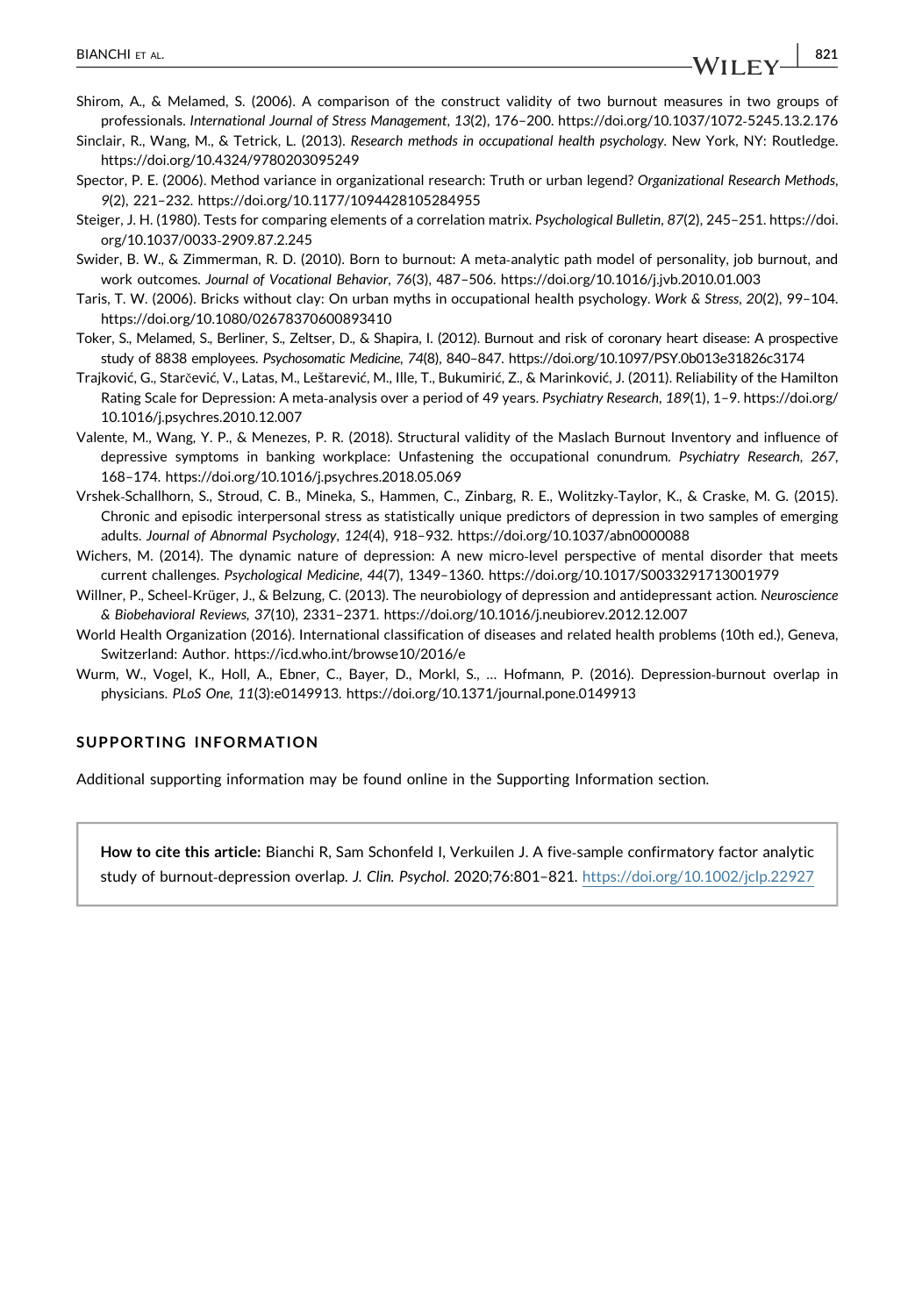Shirom, A., & Melamed, S. (2006). A comparison of the construct validity of two burnout measures in two groups of professionals. *International Journal of Stress Management*, *13*(2), 176–200. https://doi.org/10.1037/1072-5245.13.2.176

Sinclair, R., Wang, M., & Tetrick, L. (2013). *Research methods in occupational health psychology*. New York, NY: Routledge. https://doi.org/10.4324/9780203095249

Spector, P. E. (2006). Method variance in organizational research: Truth or urban legend? *Organizational Research Methods*, *9*(2), 221–232. https://doi.org/10.1177/1094428105284955

Steiger, J. H. (1980). Tests for comparing elements of a correlation matrix. *Psychological Bulletin*, *87*(2), 245–251. https://doi.org/10.1037/0033-2909.87.2.245

Swider, B. W., & Zimmerman, R. D. (2010). Born to burnout: A meta-analytic path model of personality, job burnout, and work outcomes. *Journal of Vocational Behavior*, *76*(3), 487–506. https://doi.org/10.1016/j.jvb.2010.01.003

Taris, T. W. (2006). Bricks without clay: On urban myths in occupational health psychology. *Work & Stress*, *20*(2), 99–104. https://doi.org/10.1080/02678370600893410

Toker, S., Melamed, S., Berliner, S., Zeltser, D., & Shapira, I. (2012). Burnout and risk of coronary heart disease: A prospective study of 8838 employees. *Psychosomatic Medicine*, *74*(8), 840–847. https://doi.org/10.1097/PSY.0b013e31826c3174

Trajković, G., Starčević, V., Latas, M., Leštarević, M., Ille, T., Bukumirić, Z., & Marinković, J. (2011). Reliability of the Hamilton Rating Scale for Depression: A meta-analysis over a period of 49 years. *Psychiatry Research*, *189*(1), 1–9. https://doi.org/10.1016/j.psychres.2010.12.007

Valente, M., Wang, Y. P., & Menezes, P. R. (2018). Structural validity of the Maslach Burnout Inventory and influence of depressive symptoms in banking workplace: Unfastening the occupational conundrum. *Psychiatry Research*, *267*, 168–174. https://doi.org/10.1016/j.psychres.2018.05.069

Vrshek-Schallhorn, S., Stroud, C. B., Mineka, S., Hammen, C., Zinbarg, R. E., Wolitzky-Taylor, K., & Craske, M. G. (2015). Chronic and episodic interpersonal stress as statistically unique predictors of depression in two samples of emerging adults. *Journal of Abnormal Psychology*, *124*(4), 918–932. https://doi.org/10.1037/abn0000088

Wichers, M. (2014). The dynamic nature of depression: A new micro-level perspective of mental disorder that meets current challenges. *Psychological Medicine*, *44*(7), 1349–1360. https://doi.org/10.1017/S0033291713001979

Willner, P., Scheel-Krüger, J., & Belzung, C. (2013). The neurobiology of depression and antidepressant action. *Neuroscience & Biobehavioral Reviews*, *37*(10), 2331–2371. https://doi.org/10.1016/j.neubiorev.2012.12.007

World Health Organization (2016). International classification of diseases and related health problems (10th ed.), Geneva, Switzerland: Author. https://icd.who.int/browse10/2016/e

Wurm, W., Vogel, K., Holl, A., Ebner, C., Bayer, D., Morkl, S., … Hofmann, P. (2016). Depression-burnout overlap in physicians. *PLoS One*, *11*(3):e0149913. https://doi.org/10.1371/journal.pone.0149913

## SUPPORTING INFORMATION

Additional supporting information may be found online in the Supporting Information section.

**How to cite this article:** Bianchi R, Sam Schonfeld I, Verkuilen J. A five-sample confirmatory factor analytic study of burnout-depression overlap. *J. Clin. Psychol*. 2020;76:801–821. https://doi.org/10.1002/jclp.22927